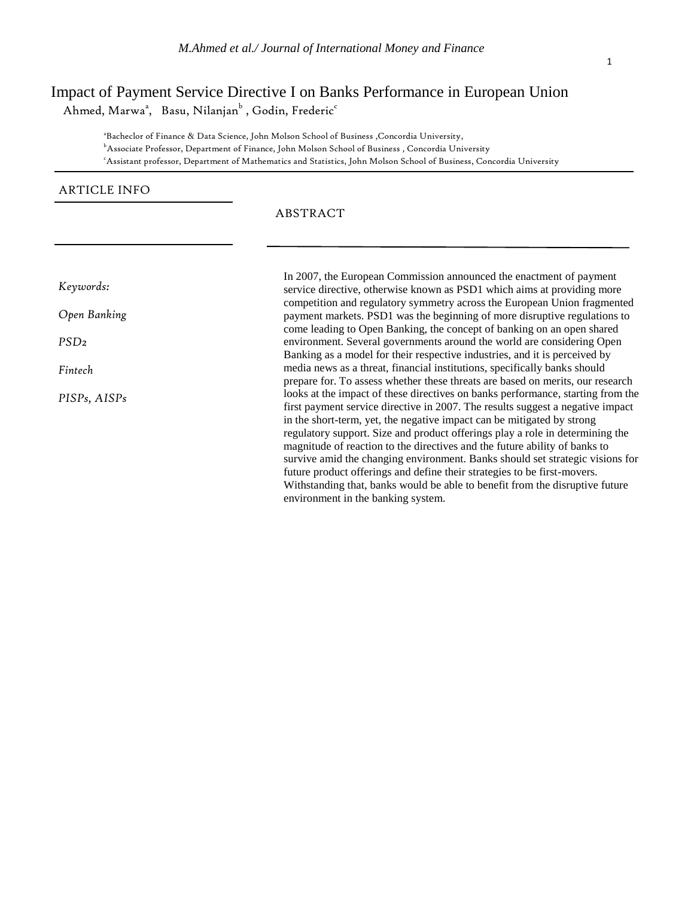# Impact of Payment Service Directive I on Banks Performance in European Union

Ahmed, Marwa[a], Basu, Nilanjan[b], Godin, Frederic[c]

[a]Bacheclor of Finance & Data Science, John Molson School of Business ,Concordia University,
[b]Associate Professor, Department of Finance, John Molson School of Business , Concordia University
[c]Assistant professor, Department of Mathematics and Statistics, John Molson School of Business, Concordia University

## ARTICLE INFO

*Keywords:*

*Open Banking*

*PSD2*

*Fintech*

*PISPs, AISPs*

## ABSTRACT

In 2007, the European Commission announced the enactment of payment service directive, otherwise known as PSD1 which aims at providing more competition and regulatory symmetry across the European Union fragmented payment markets. PSD1 was the beginning of more disruptive regulations to come leading to Open Banking, the concept of banking on an open shared environment. Several governments around the world are considering Open Banking as a model for their respective industries, and it is perceived by media news as a threat, financial institutions, specifically banks should prepare for. To assess whether these threats are based on merits, our research looks at the impact of these directives on banks performance, starting from the first payment service directive in 2007. The results suggest a negative impact in the short-term, yet, the negative impact can be mitigated by strong regulatory support. Size and product offerings play a role in determining the magnitude of reaction to the directives and the future ability of banks to survive amid the changing environment. Banks should set strategic visions for future product offerings and define their strategies to be first-movers. Withstanding that, banks would be able to benefit from the disruptive future environment in the banking system.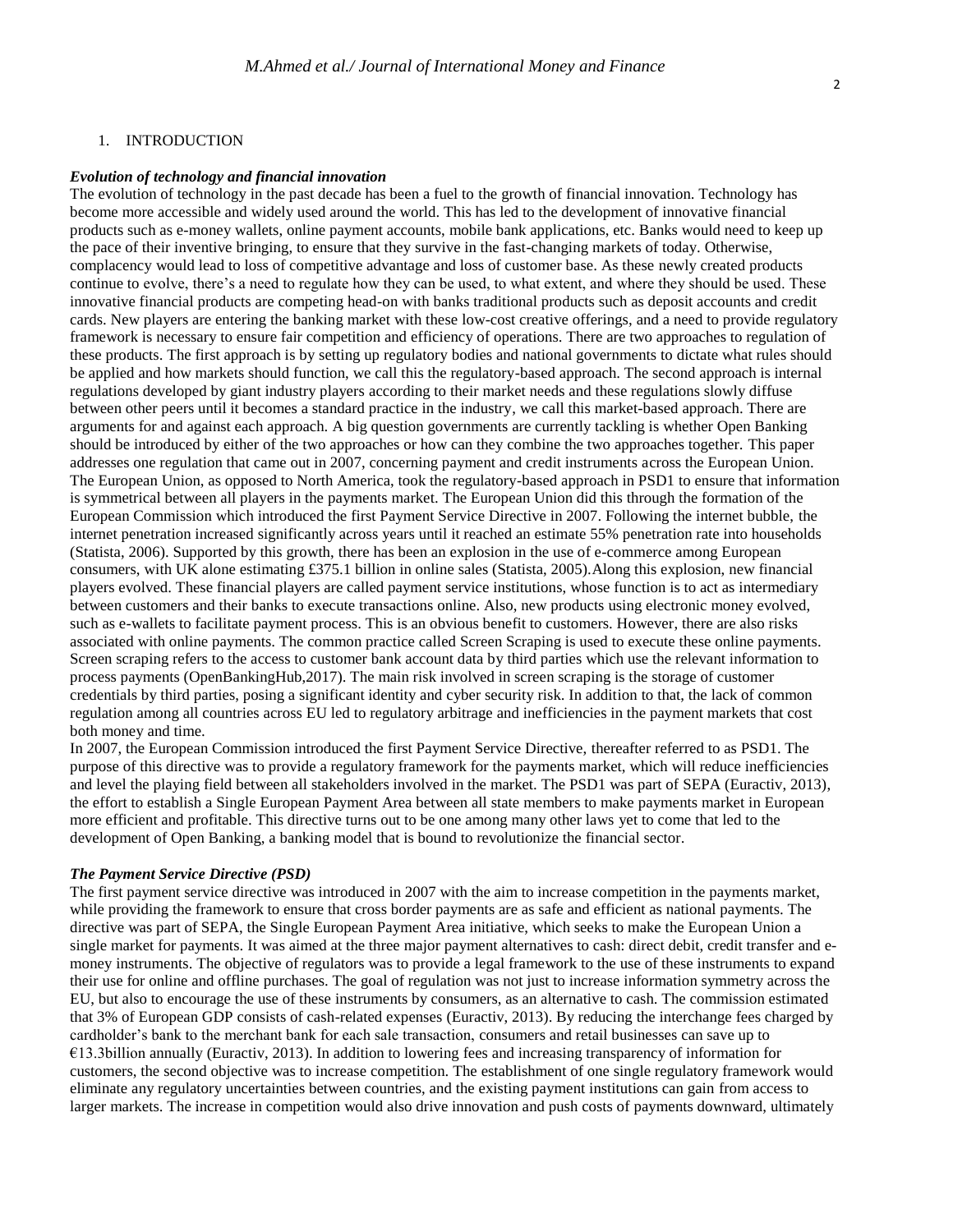# 1. INTRODUCTION

### *Evolution of technology and financial innovation*

The evolution of technology in the past decade has been a fuel to the growth of financial innovation. Technology has become more accessible and widely used around the world. This has led to the development of innovative financial products such as e-money wallets, online payment accounts, mobile bank applications, etc. Banks would need to keep up the pace of their inventive bringing, to ensure that they survive in the fast-changing markets of today. Otherwise, complacency would lead to loss of competitive advantage and loss of customer base. As these newly created products continue to evolve, there's a need to regulate how they can be used, to what extent, and where they should be used. These innovative financial products are competing head-on with banks traditional products such as deposit accounts and credit cards. New players are entering the banking market with these low-cost creative offerings, and a need to provide regulatory framework is necessary to ensure fair competition and efficiency of operations. There are two approaches to regulation of these products. The first approach is by setting up regulatory bodies and national governments to dictate what rules should be applied and how markets should function, we call this the regulatory-based approach. The second approach is internal regulations developed by giant industry players according to their market needs and these regulations slowly diffuse between other peers until it becomes a standard practice in the industry, we call this market-based approach. There are arguments for and against each approach. A big question governments are currently tackling is whether Open Banking should be introduced by either of the two approaches or how can they combine the two approaches together. This paper addresses one regulation that came out in 2007, concerning payment and credit instruments across the European Union. The European Union, as opposed to North America, took the regulatory-based approach in PSD1 to ensure that information is symmetrical between all players in the payments market. The European Union did this through the formation of the European Commission which introduced the first Payment Service Directive in 2007. Following the internet bubble, the internet penetration increased significantly across years until it reached an estimate 55% penetration rate into households (Statista, 2006). Supported by this growth, there has been an explosion in the use of e-commerce among European consumers, with UK alone estimating £375.1 billion in online sales (Statista, 2005).Along this explosion, new financial players evolved. These financial players are called payment service institutions, whose function is to act as intermediary between customers and their banks to execute transactions online. Also, new products using electronic money evolved, such as e-wallets to facilitate payment process. This is an obvious benefit to customers. However, there are also risks associated with online payments. The common practice called Screen Scraping is used to execute these online payments. Screen scraping refers to the access to customer bank account data by third parties which use the relevant information to process payments (OpenBankingHub,2017). The main risk involved in screen scraping is the storage of customer credentials by third parties, posing a significant identity and cyber security risk. In addition to that, the lack of common regulation among all countries across EU led to regulatory arbitrage and inefficiencies in the payment markets that cost both money and time.

In 2007, the European Commission introduced the first Payment Service Directive, thereafter referred to as PSD1. The purpose of this directive was to provide a regulatory framework for the payments market, which will reduce inefficiencies and level the playing field between all stakeholders involved in the market. The PSD1 was part of SEPA (Euractiv, 2013), the effort to establish a Single European Payment Area between all state members to make payments market in European more efficient and profitable. This directive turns out to be one among many other laws yet to come that led to the development of Open Banking, a banking model that is bound to revolutionize the financial sector.

### *The Payment Service Directive (PSD)*

The first payment service directive was introduced in 2007 with the aim to increase competition in the payments market, while providing the framework to ensure that cross border payments are as safe and efficient as national payments. The directive was part of SEPA, the Single European Payment Area initiative, which seeks to make the European Union a single market for payments. It was aimed at the three major payment alternatives to cash: direct debit, credit transfer and e-money instruments. The objective of regulators was to provide a legal framework to the use of these instruments to expand their use for online and offline purchases. The goal of regulation was not just to increase information symmetry across the EU, but also to encourage the use of these instruments by consumers, as an alternative to cash. The commission estimated that 3% of European GDP consists of cash-related expenses (Euractiv, 2013). By reducing the interchange fees charged by cardholder's bank to the merchant bank for each sale transaction, consumers and retail businesses can save up to €13.3billion annually (Euractiv, 2013). In addition to lowering fees and increasing transparency of information for customers, the second objective was to increase competition. The establishment of one single regulatory framework would eliminate any regulatory uncertainties between countries, and the existing payment institutions can gain from access to larger markets. The increase in competition would also drive innovation and push costs of payments downward, ultimately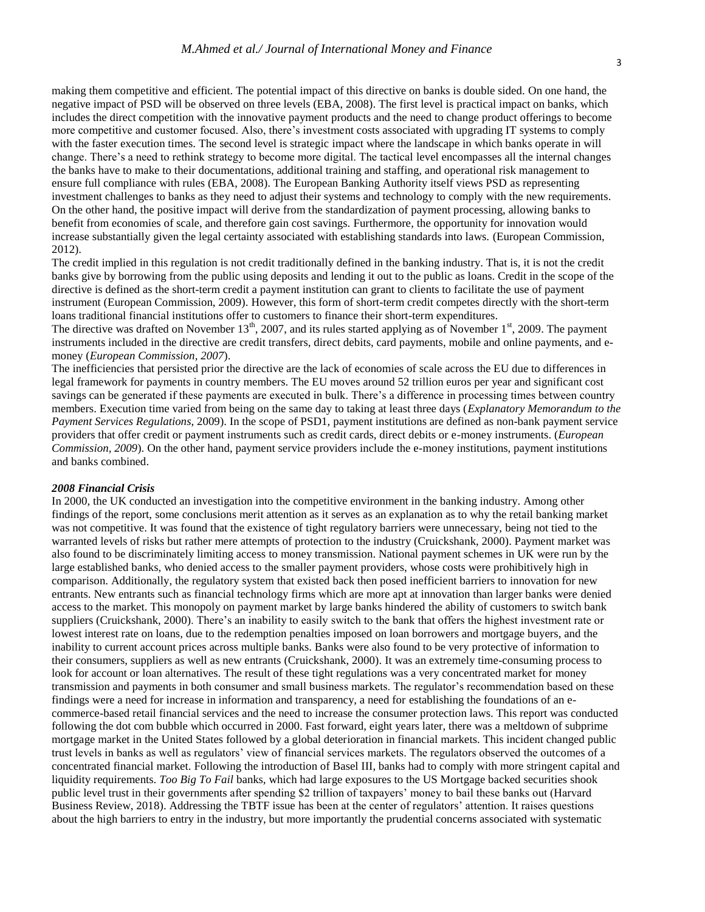making them competitive and efficient. The potential impact of this directive on banks is double sided. On one hand, the negative impact of PSD will be observed on three levels (EBA, 2008). The first level is practical impact on banks, which includes the direct competition with the innovative payment products and the need to change product offerings to become more competitive and customer focused. Also, there's investment costs associated with upgrading IT systems to comply with the faster execution times. The second level is strategic impact where the landscape in which banks operate in will change. There's a need to rethink strategy to become more digital. The tactical level encompasses all the internal changes the banks have to make to their documentations, additional training and staffing, and operational risk management to ensure full compliance with rules (EBA, 2008). The European Banking Authority itself views PSD as representing investment challenges to banks as they need to adjust their systems and technology to comply with the new requirements. On the other hand, the positive impact will derive from the standardization of payment processing, allowing banks to benefit from economies of scale, and therefore gain cost savings. Furthermore, the opportunity for innovation would increase substantially given the legal certainty associated with establishing standards into laws. (European Commission, 2012).

The credit implied in this regulation is not credit traditionally defined in the banking industry. That is, it is not the credit banks give by borrowing from the public using deposits and lending it out to the public as loans. Credit in the scope of the directive is defined as the short-term credit a payment institution can grant to clients to facilitate the use of payment instrument (European Commission, 2009). However, this form of short-term credit competes directly with the short-term loans traditional financial institutions offer to customers to finance their short-term expenditures.

The directive was drafted on November 13th, 2007, and its rules started applying as of November 1st, 2009. The payment instruments included in the directive are credit transfers, direct debits, card payments, mobile and online payments, and e-money (*European Commission, 2007*).

The inefficiencies that persisted prior the directive are the lack of economies of scale across the EU due to differences in legal framework for payments in country members. The EU moves around 52 trillion euros per year and significant cost savings can be generated if these payments are executed in bulk. There's a difference in processing times between country members. Execution time varied from being on the same day to taking at least three days (*Explanatory Memorandum to the Payment Services Regulations*, 2009). In the scope of PSD1, payment institutions are defined as non-bank payment service providers that offer credit or payment instruments such as credit cards, direct debits or e-money instruments. (*European Commission, 2009*). On the other hand, payment service providers include the e-money institutions, payment institutions and banks combined.

***2008 Financial Crisis***

In 2000, the UK conducted an investigation into the competitive environment in the banking industry. Among other findings of the report, some conclusions merit attention as it serves as an explanation as to why the retail banking market was not competitive. It was found that the existence of tight regulatory barriers were unnecessary, being not tied to the warranted levels of risks but rather mere attempts of protection to the industry (Cruickshank, 2000). Payment market was also found to be discriminately limiting access to money transmission. National payment schemes in UK were run by the large established banks, who denied access to the smaller payment providers, whose costs were prohibitively high in comparison. Additionally, the regulatory system that existed back then posed inefficient barriers to innovation for new entrants. New entrants such as financial technology firms which are more apt at innovation than larger banks were denied access to the market. This monopoly on payment market by large banks hindered the ability of customers to switch bank suppliers (Cruickshank, 2000). There's an inability to easily switch to the bank that offers the highest investment rate or lowest interest rate on loans, due to the redemption penalties imposed on loan borrowers and mortgage buyers, and the inability to current account prices across multiple banks. Banks were also found to be very protective of information to their consumers, suppliers as well as new entrants (Cruickshank, 2000). It was an extremely time-consuming process to look for account or loan alternatives. The result of these tight regulations was a very concentrated market for money transmission and payments in both consumer and small business markets. The regulator's recommendation based on these findings were a need for increase in information and transparency, a need for establishing the foundations of an e-commerce-based retail financial services and the need to increase the consumer protection laws. This report was conducted following the dot com bubble which occurred in 2000. Fast forward, eight years later, there was a meltdown of subprime mortgage market in the United States followed by a global deterioration in financial markets. This incident changed public trust levels in banks as well as regulators' view of financial services markets. The regulators observed the outcomes of a concentrated financial market. Following the introduction of Basel III, banks had to comply with more stringent capital and liquidity requirements. *Too Big To Fail* banks, which had large exposures to the US Mortgage backed securities shook public level trust in their governments after spending $2 trillion of taxpayers' money to bail these banks out (Harvard Business Review, 2018). Addressing the TBTF issue has been at the center of regulators' attention. It raises questions about the high barriers to entry in the industry, but more importantly the prudential concerns associated with systematic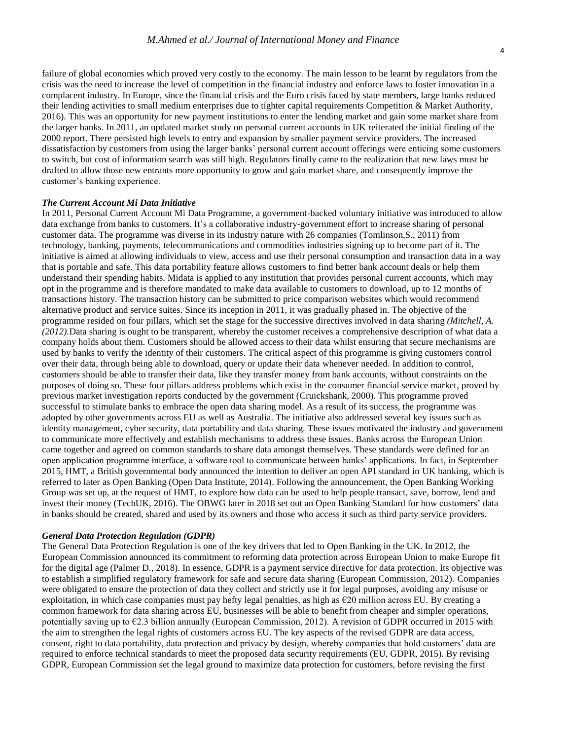failure of global economies which proved very costly to the economy. The main lesson to be learnt by regulators from the crisis was the need to increase the level of competition in the financial industry and enforce laws to foster innovation in a complacent industry. In Europe, since the financial crisis and the Euro crisis faced by state members, large banks reduced their lending activities to small medium enterprises due to tighter capital requirements Competition & Market Authority, 2016). This was an opportunity for new payment institutions to enter the lending market and gain some market share from the larger banks. In 2011, an updated market study on personal current accounts in UK reiterated the initial finding of the 2000 report. There persisted high levels to entry and expansion by smaller payment service providers. The increased dissatisfaction by customers from using the larger banks' personal current account offerings were enticing some customers to switch, but cost of information search was still high. Regulators finally came to the realization that new laws must be drafted to allow those new entrants more opportunity to grow and gain market share, and consequently improve the customer's banking experience.

### *The Current Account Mi Data Initiative*

In 2011, Personal Current Account Mi Data Programme, a government-backed voluntary initiative was introduced to allow data exchange from banks to customers. It's a collaborative industry-government effort to increase sharing of personal customer data. The programme was diverse in its industry nature with 26 companies (Tomlinson,S., 2011) from technology, banking, payments, telecommunications and commodities industries signing up to become part of it. The initiative is aimed at allowing individuals to view, access and use their personal consumption and transaction data in a way that is portable and safe. This data portability feature allows customers to find better bank account deals or help them understand their spending habits. Midata is applied to any institution that provides personal current accounts, which may opt in the programme and is therefore mandated to make data available to customers to download, up to 12 months of transactions history. The transaction history can be submitted to price comparison websites which would recommend alternative product and service suites. Since its inception in 2011, it was gradually phased in. The objective of the programme resided on four pillars, which set the stage for the successive directives involved in data sharing *(Mitchell, A. (2012).*Data sharing is ought to be transparent, whereby the customer receives a comprehensive description of what data a company holds about them. Customers should be allowed access to their data whilst ensuring that secure mechanisms are used by banks to verify the identity of their customers. The critical aspect of this programme is giving customers control over their data, through being able to download, query or update their data whenever needed. In addition to control, customers should be able to transfer their data, like they transfer money from bank accounts, without constraints on the purposes of doing so. These four pillars address problems which exist in the consumer financial service market, proved by previous market investigation reports conducted by the government (Cruickshank, 2000). This programme proved successful to stimulate banks to embrace the open data sharing model. As a result of its success, the programme was adopted by other governments across EU as well as Australia. The initiative also addressed several key issues such as identity management, cyber security, data portability and data sharing. These issues motivated the industry and government to communicate more effectively and establish mechanisms to address these issues. Banks across the European Union came together and agreed on common standards to share data amongst themselves. These standards were defined for an open application programme interface, a software tool to communicate between banks' applications. In fact, in September 2015, HMT, a British governmental body announced the intention to deliver an open API standard in UK banking, which is referred to later as Open Banking (Open Data Institute, 2014). Following the announcement, the Open Banking Working Group was set up, at the request of HMT, to explore how data can be used to help people transact, save, borrow, lend and invest their money (TechUK, 2016). The OBWG later in 2018 set out an Open Banking Standard for how customers' data in banks should be created, shared and used by its owners and those who access it such as third party service providers.

### *General Data Protection Regulation (GDPR)*

The General Data Protection Regulation is one of the key drivers that led to Open Banking in the UK. In 2012, the European Commission announced its commitment to reforming data protection across European Union to make Europe fit for the digital age (Palmer D., 2018). In essence, GDPR is a payment service directive for data protection. Its objective was to establish a simplified regulatory framework for safe and secure data sharing (European Commission, 2012). Companies were obligated to ensure the protection of data they collect and strictly use it for legal purposes, avoiding any misuse or exploitation, in which case companies must pay hefty legal penalties, as high as €20 million across EU. By creating a common framework for data sharing across EU, businesses will be able to benefit from cheaper and simpler operations, potentially saving up to €2.3 billion annually (European Commission, 2012). A revision of GDPR occurred in 2015 with the aim to strengthen the legal rights of customers across EU. The key aspects of the revised GDPR are data access, consent, right to data portability, data protection and privacy by design, whereby companies that hold customers' data are required to enforce technical standards to meet the proposed data security requirements (EU, GDPR, 2015). By revising GDPR, European Commission set the legal ground to maximize data protection for customers, before revising the first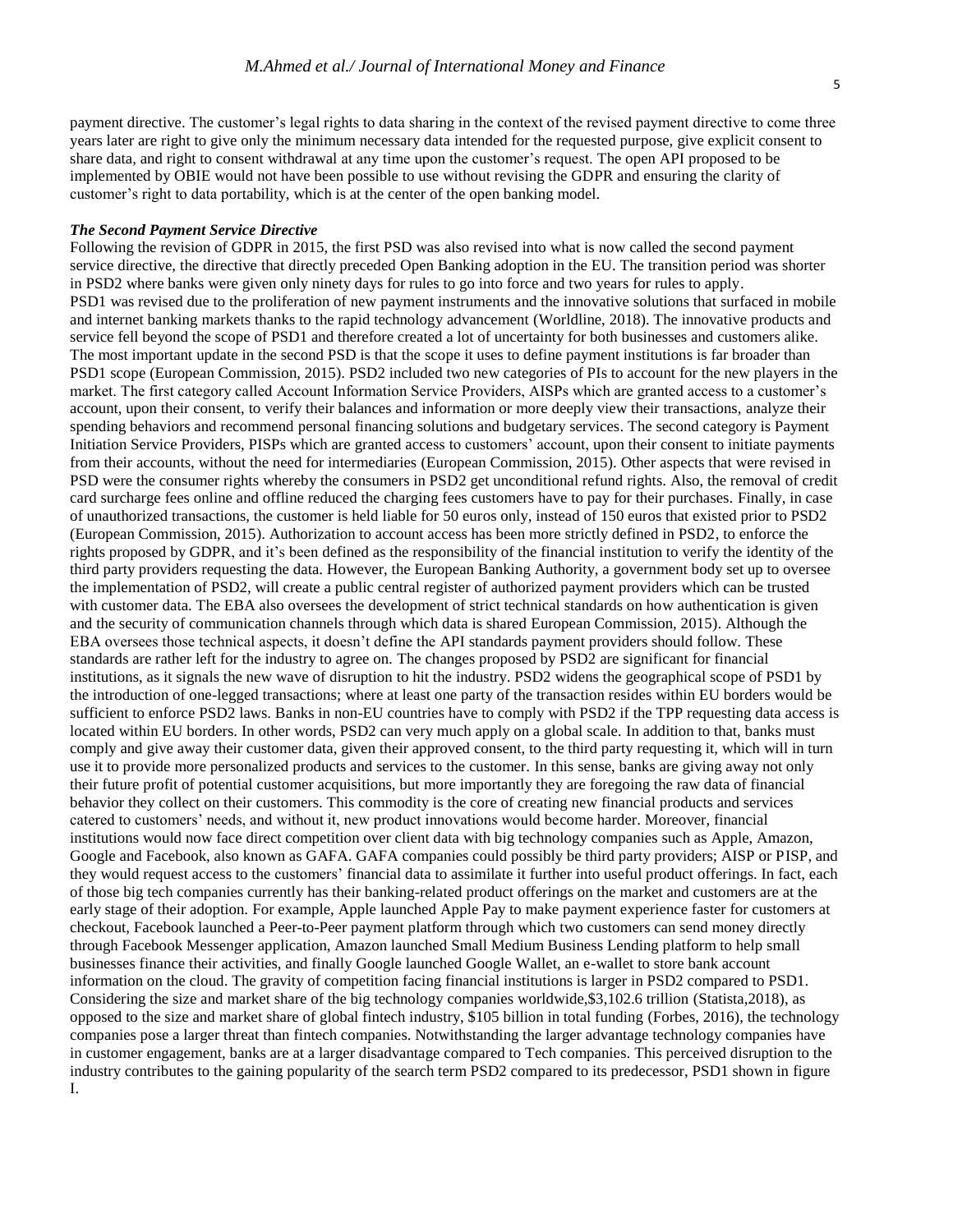payment directive. The customer's legal rights to data sharing in the context of the revised payment directive to come three years later are right to give only the minimum necessary data intended for the requested purpose, give explicit consent to share data, and right to consent withdrawal at any time upon the customer's request. The open API proposed to be implemented by OBIE would not have been possible to use without revising the GDPR and ensuring the clarity of customer's right to data portability, which is at the center of the open banking model.

### *The Second Payment Service Directive*

Following the revision of GDPR in 2015, the first PSD was also revised into what is now called the second payment service directive, the directive that directly preceded Open Banking adoption in the EU. The transition period was shorter in PSD2 where banks were given only ninety days for rules to go into force and two years for rules to apply.

PSD1 was revised due to the proliferation of new payment instruments and the innovative solutions that surfaced in mobile and internet banking markets thanks to the rapid technology advancement (Worldline, 2018). The innovative products and service fell beyond the scope of PSD1 and therefore created a lot of uncertainty for both businesses and customers alike. The most important update in the second PSD is that the scope it uses to define payment institutions is far broader than PSD1 scope (European Commission, 2015). PSD2 included two new categories of PIs to account for the new players in the market. The first category called Account Information Service Providers, AISPs which are granted access to a customer's account, upon their consent, to verify their balances and information or more deeply view their transactions, analyze their spending behaviors and recommend personal financing solutions and budgetary services. The second category is Payment Initiation Service Providers, PISPs which are granted access to customers' account, upon their consent to initiate payments from their accounts, without the need for intermediaries (European Commission, 2015). Other aspects that were revised in PSD were the consumer rights whereby the consumers in PSD2 get unconditional refund rights. Also, the removal of credit card surcharge fees online and offline reduced the charging fees customers have to pay for their purchases. Finally, in case of unauthorized transactions, the customer is held liable for 50 euros only, instead of 150 euros that existed prior to PSD2 (European Commission, 2015). Authorization to account access has been more strictly defined in PSD2, to enforce the rights proposed by GDPR, and it's been defined as the responsibility of the financial institution to verify the identity of the third party providers requesting the data. However, the European Banking Authority, a government body set up to oversee the implementation of PSD2, will create a public central register of authorized payment providers which can be trusted with customer data. The EBA also oversees the development of strict technical standards on how authentication is given and the security of communication channels through which data is shared European Commission, 2015). Although the EBA oversees those technical aspects, it doesn't define the API standards payment providers should follow. These standards are rather left for the industry to agree on. The changes proposed by PSD2 are significant for financial institutions, as it signals the new wave of disruption to hit the industry. PSD2 widens the geographical scope of PSD1 by the introduction of one-legged transactions; where at least one party of the transaction resides within EU borders would be sufficient to enforce PSD2 laws. Banks in non-EU countries have to comply with PSD2 if the TPP requesting data access is located within EU borders. In other words, PSD2 can very much apply on a global scale. In addition to that, banks must comply and give away their customer data, given their approved consent, to the third party requesting it, which will in turn use it to provide more personalized products and services to the customer. In this sense, banks are giving away not only their future profit of potential customer acquisitions, but more importantly they are foregoing the raw data of financial behavior they collect on their customers. This commodity is the core of creating new financial products and services catered to customers' needs, and without it, new product innovations would become harder. Moreover, financial institutions would now face direct competition over client data with big technology companies such as Apple, Amazon, Google and Facebook, also known as GAFA. GAFA companies could possibly be third party providers; AISP or PISP, and they would request access to the customers' financial data to assimilate it further into useful product offerings. In fact, each of those big tech companies currently has their banking-related product offerings on the market and customers are at the early stage of their adoption. For example, Apple launched Apple Pay to make payment experience faster for customers at checkout, Facebook launched a Peer-to-Peer payment platform through which two customers can send money directly through Facebook Messenger application, Amazon launched Small Medium Business Lending platform to help small businesses finance their activities, and finally Google launched Google Wallet, an e-wallet to store bank account information on the cloud. The gravity of competition facing financial institutions is larger in PSD2 compared to PSD1. Considering the size and market share of the big technology companies worldwide,$3,102.6 trillion (Statista,2018), as opposed to the size and market share of global fintech industry, $105 billion in total funding (Forbes, 2016), the technology companies pose a larger threat than fintech companies. Notwithstanding the larger advantage technology companies have in customer engagement, banks are at a larger disadvantage compared to Tech companies. This perceived disruption to the industry contributes to the gaining popularity of the search term PSD2 compared to its predecessor, PSD1 shown in figure I.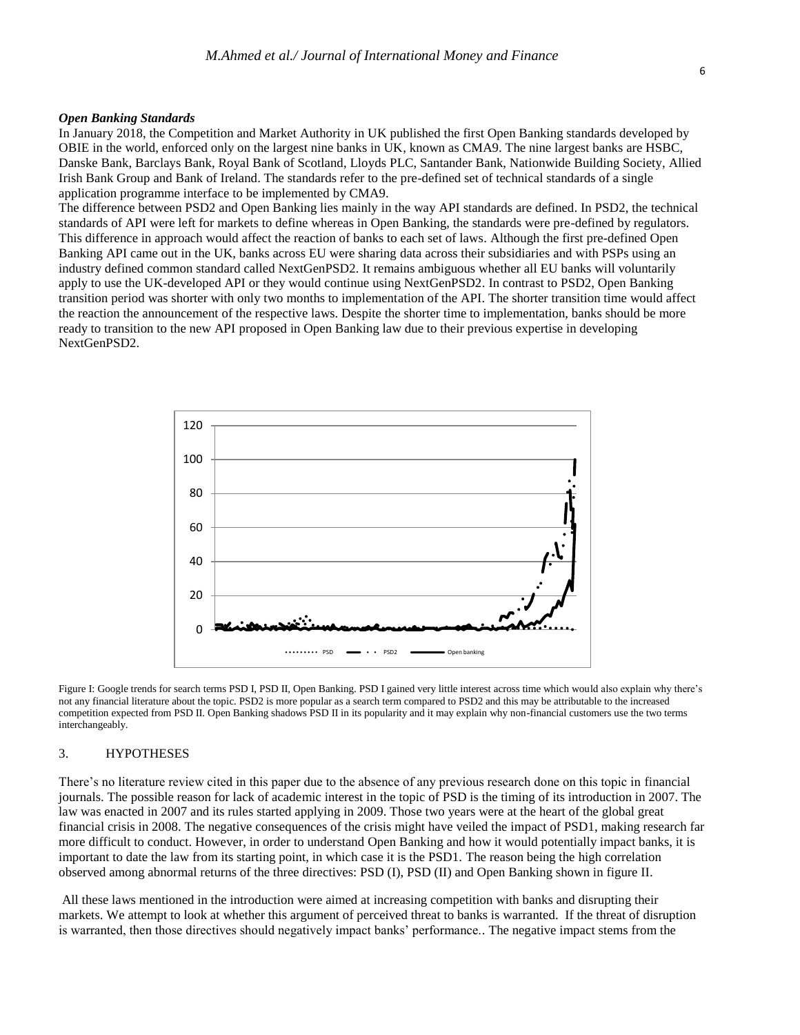### *Open Banking Standards*

In January 2018, the Competition and Market Authority in UK published the first Open Banking standards developed by OBIE in the world, enforced only on the largest nine banks in UK, known as CMA9. The nine largest banks are HSBC, Danske Bank, Barclays Bank, Royal Bank of Scotland, Lloyds PLC, Santander Bank, Nationwide Building Society, Allied Irish Bank Group and Bank of Ireland. The standards refer to the pre-defined set of technical standards of a single application programme interface to be implemented by CMA9.

The difference between PSD2 and Open Banking lies mainly in the way API standards are defined. In PSD2, the technical standards of API were left for markets to define whereas in Open Banking, the standards were pre-defined by regulators. This difference in approach would affect the reaction of banks to each set of laws. Although the first pre-defined Open Banking API came out in the UK, banks across EU were sharing data across their subsidiaries and with PSPs using an industry defined common standard called NextGenPSD2. It remains ambiguous whether all EU banks will voluntarily apply to use the UK-developed API or they would continue using NextGenPSD2. In contrast to PSD2, Open Banking transition period was shorter with only two months to implementation of the API. The shorter transition time would affect the reaction the announcement of the respective laws. Despite the shorter time to implementation, banks should be more ready to transition to the new API proposed in Open Banking law due to their previous expertise in developing NextGenPSD2.

Figure I: Google trends for search terms PSD I, PSD II, Open Banking. PSD I gained very little interest across time which would also explain why there's not any financial literature about the topic. PSD2 is more popular as a search term compared to PSD2 and this may be attributable to the increased competition expected from PSD II. Open Banking shadows PSD II in its popularity and it may explain why non-financial customers use the two terms interchangeably.

## 3. HYPOTHESES

There's no literature review cited in this paper due to the absence of any previous research done on this topic in financial journals. The possible reason for lack of academic interest in the topic of PSD is the timing of its introduction in 2007. The law was enacted in 2007 and its rules started applying in 2009. Those two years were at the heart of the global great financial crisis in 2008. The negative consequences of the crisis might have veiled the impact of PSD1, making research far more difficult to conduct. However, in order to understand Open Banking and how it would potentially impact banks, it is important to date the law from its starting point, in which case it is the PSD1. The reason being the high correlation observed among abnormal returns of the three directives: PSD (I), PSD (II) and Open Banking shown in figure II.

All these laws mentioned in the introduction were aimed at increasing competition with banks and disrupting their markets. We attempt to look at whether this argument of perceived threat to banks is warranted. If the threat of disruption is warranted, then those directives should negatively impact banks' performance.. The negative impact stems from the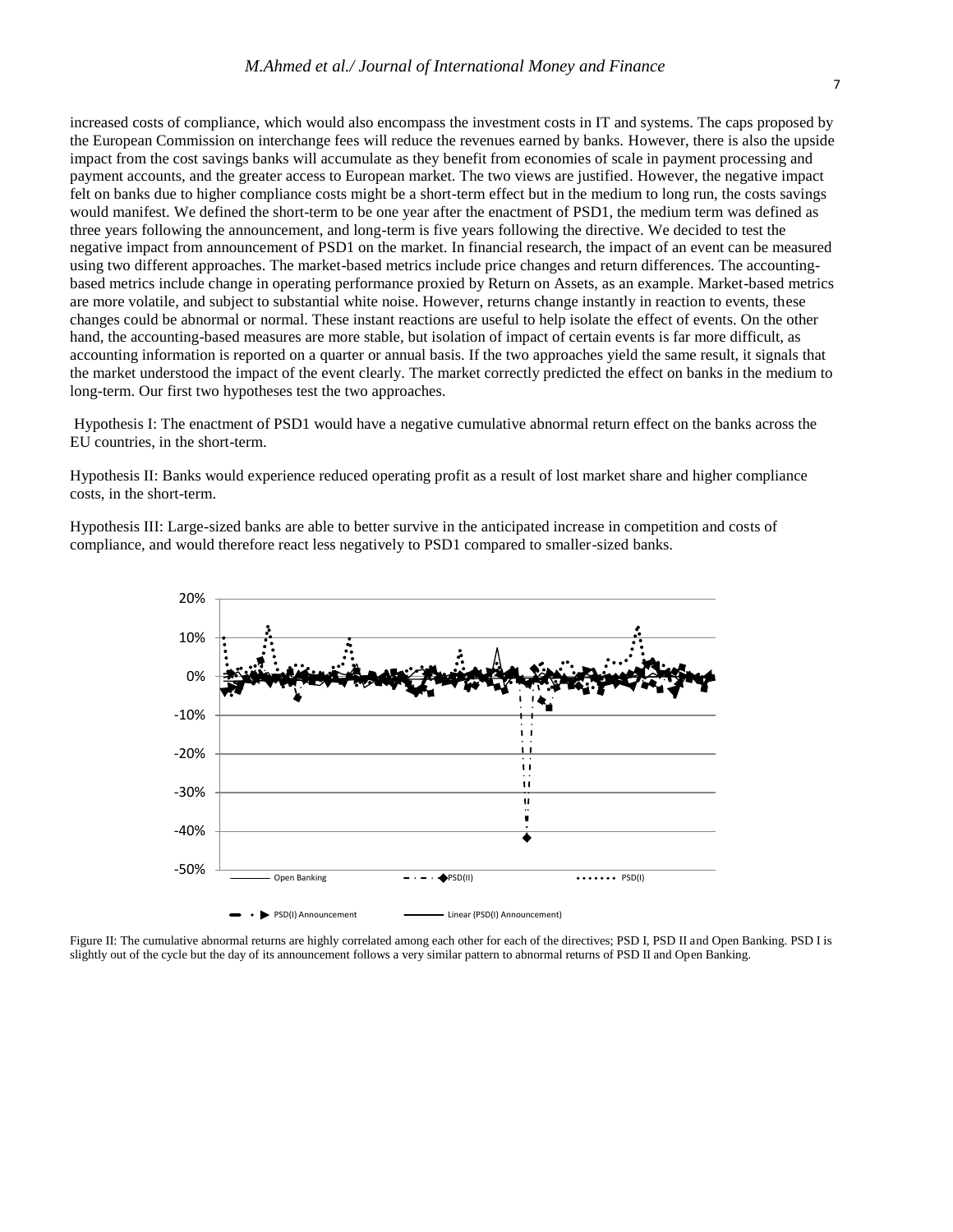increased costs of compliance, which would also encompass the investment costs in IT and systems. The caps proposed by the European Commission on interchange fees will reduce the revenues earned by banks. However, there is also the upside impact from the cost savings banks will accumulate as they benefit from economies of scale in payment processing and payment accounts, and the greater access to European market. The two views are justified. However, the negative impact felt on banks due to higher compliance costs might be a short-term effect but in the medium to long run, the costs savings would manifest. We defined the short-term to be one year after the enactment of PSD1, the medium term was defined as three years following the announcement, and long-term is five years following the directive. We decided to test the negative impact from announcement of PSD1 on the market. In financial research, the impact of an event can be measured using two different approaches. The market-based metrics include price changes and return differences. The accounting-based metrics include change in operating performance proxied by Return on Assets, as an example. Market-based metrics are more volatile, and subject to substantial white noise. However, returns change instantly in reaction to events, these changes could be abnormal or normal. These instant reactions are useful to help isolate the effect of events. On the other hand, the accounting-based measures are more stable, but isolation of impact of certain events is far more difficult, as accounting information is reported on a quarter or annual basis. If the two approaches yield the same result, it signals that the market understood the impact of the event clearly. The market correctly predicted the effect on banks in the medium to long-term. Our first two hypotheses test the two approaches.

Hypothesis I: The enactment of PSD1 would have a negative cumulative abnormal return effect on the banks across the EU countries, in the short-term.

Hypothesis II: Banks would experience reduced operating profit as a result of lost market share and higher compliance costs, in the short-term.

Hypothesis III: Large-sized banks are able to better survive in the anticipated increase in competition and costs of compliance, and would therefore react less negatively to PSD1 compared to smaller-sized banks.

Figure II: The cumulative abnormal returns are highly correlated among each other for each of the directives; PSD I, PSD II and Open Banking. PSD I is slightly out of the cycle but the day of its announcement follows a very similar pattern to abnormal returns of PSD II and Open Banking.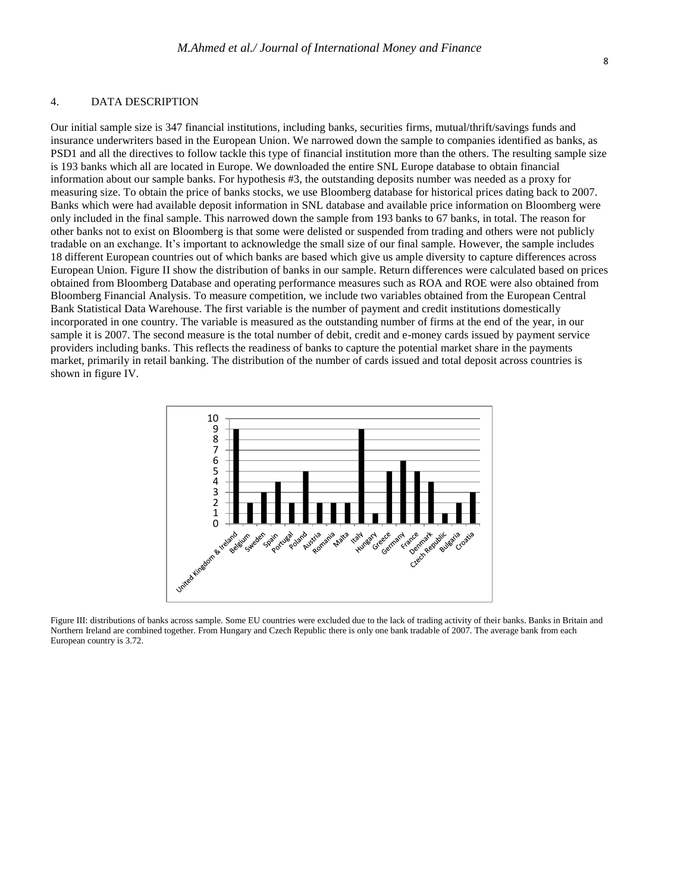## 4. DATA DESCRIPTION

Our initial sample size is 347 financial institutions, including banks, securities firms, mutual/thrift/savings funds and insurance underwriters based in the European Union. We narrowed down the sample to companies identified as banks, as PSD1 and all the directives to follow tackle this type of financial institution more than the others. The resulting sample size is 193 banks which all are located in Europe. We downloaded the entire SNL Europe database to obtain financial information about our sample banks. For hypothesis #3, the outstanding deposits number was needed as a proxy for measuring size. To obtain the price of banks stocks, we use Bloomberg database for historical prices dating back to 2007. Banks which were had available deposit information in SNL database and available price information on Bloomberg were only included in the final sample. This narrowed down the sample from 193 banks to 67 banks, in total. The reason for other banks not to exist on Bloomberg is that some were delisted or suspended from trading and others were not publicly tradable on an exchange. It's important to acknowledge the small size of our final sample. However, the sample includes 18 different European countries out of which banks are based which give us ample diversity to capture differences across European Union. Figure II show the distribution of banks in our sample. Return differences were calculated based on prices obtained from Bloomberg Database and operating performance measures such as ROA and ROE were also obtained from Bloomberg Financial Analysis. To measure competition, we include two variables obtained from the European Central Bank Statistical Data Warehouse. The first variable is the number of payment and credit institutions domestically incorporated in one country. The variable is measured as the outstanding number of firms at the end of the year, in our sample it is 2007. The second measure is the total number of debit, credit and e-money cards issued by payment service providers including banks. This reflects the readiness of banks to capture the potential market share in the payments market, primarily in retail banking. The distribution of the number of cards issued and total deposit across countries is shown in figure IV.

| Country | Number of banks |
|---|---|
| United Kingdom & Ireland | 9 |
| Belgium | 2 |
| Sweden | 3 |
| Spain | 4 |
| Portugal | 2 |
| Poland | 5 |
| Austria | 2 |
| Romania | 2 |
| Malta | 2 |
| Italy | 9 |
| Hungary | 1 |
| Greece | 5 |
| Germany | 6 |
| France | 5 |
| Denmark | 4 |
| Czech Republic | 1 |
| Bulgaria | 2 |
| Croatia | 3 |

Figure III: distributions of banks across sample. Some EU countries were excluded due to the lack of trading activity of their banks. Banks in Britain and Northern Ireland are combined together. From Hungary and Czech Republic there is only one bank tradable of 2007. The average bank from each European country is 3.72.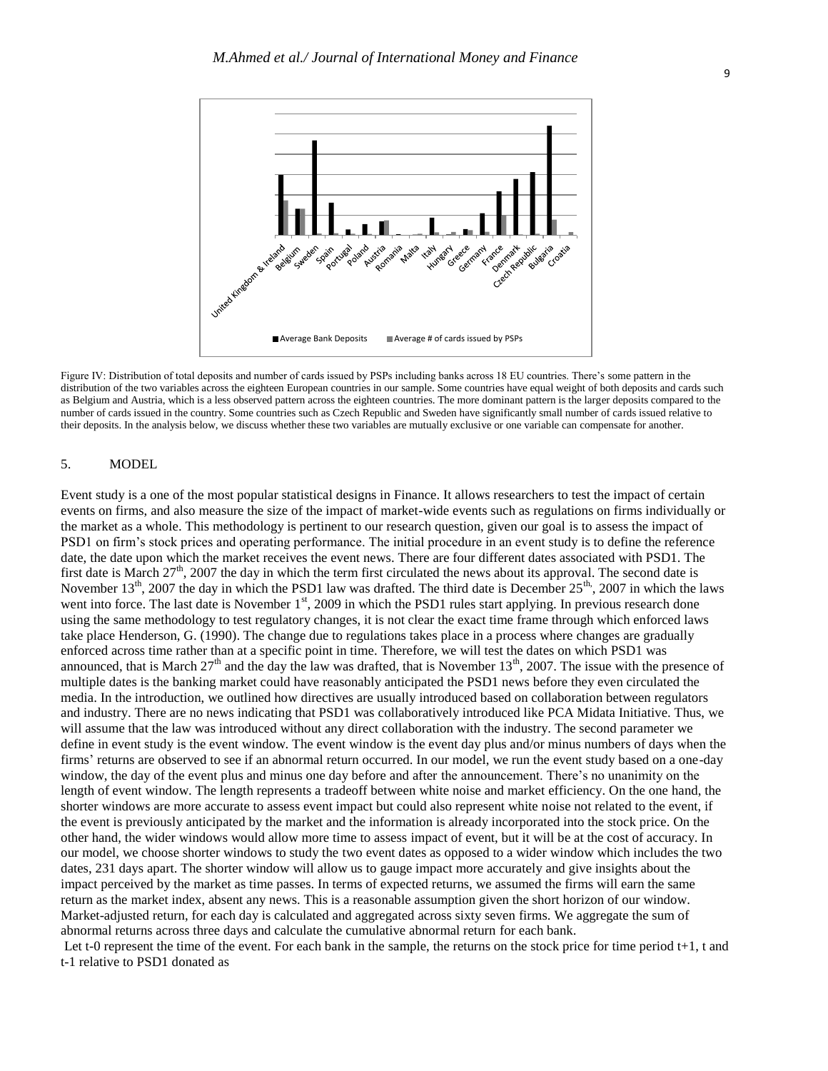Figure IV: Distribution of total deposits and number of cards issued by PSPs including banks across 18 EU countries. There's some pattern in the distribution of the two variables across the eighteen European countries in our sample. Some countries have equal weight of both deposits and cards such as Belgium and Austria, which is a less observed pattern across the eighteen countries. The more dominant pattern is the larger deposits compared to the number of cards issued in the country. Some countries such as Czech Republic and Sweden have significantly small number of cards issued relative to their deposits. In the analysis below, we discuss whether these two variables are mutually exclusive or one variable can compensate for another.

## 5. MODEL

Event study is a one of the most popular statistical designs in Finance. It allows researchers to test the impact of certain events on firms, and also measure the size of the impact of market-wide events such as regulations on firms individually or the market as a whole. This methodology is pertinent to our research question, given our goal is to assess the impact of PSD1 on firm's stock prices and operating performance. The initial procedure in an event study is to define the reference date, the date upon which the market receives the event news. There are four different dates associated with PSD1. The first date is March 27th, 2007 the day in which the term first circulated the news about its approval. The second date is November 13th, 2007 the day in which the PSD1 law was drafted. The third date is December 25th, 2007 in which the laws went into force. The last date is November 1st, 2009 in which the PSD1 rules start applying. In previous research done using the same methodology to test regulatory changes, it is not clear the exact time frame through which enforced laws take place Henderson, G. (1990). The change due to regulations takes place in a process where changes are gradually enforced across time rather than at a specific point in time. Therefore, we will test the dates on which PSD1 was announced, that is March 27th and the day the law was drafted, that is November 13th, 2007. The issue with the presence of multiple dates is the banking market could have reasonably anticipated the PSD1 news before they even circulated the media. In the introduction, we outlined how directives are usually introduced based on collaboration between regulators and industry. There are no news indicating that PSD1 was collaboratively introduced like PCA Midata Initiative. Thus, we will assume that the law was introduced without any direct collaboration with the industry. The second parameter we define in event study is the event window. The event window is the event day plus and/or minus numbers of days when the firms' returns are observed to see if an abnormal return occurred. In our model, we run the event study based on a one-day window, the day of the event plus and minus one day before and after the announcement. There's no unanimity on the length of event window. The length represents a tradeoff between white noise and market efficiency. On the one hand, the shorter windows are more accurate to assess event impact but could also represent white noise not related to the event, if the event is previously anticipated by the market and the information is already incorporated into the stock price. On the other hand, the wider windows would allow more time to assess impact of event, but it will be at the cost of accuracy. In our model, we choose shorter windows to study the two event dates as opposed to a wider window which includes the two dates, 231 days apart. The shorter window will allow us to gauge impact more accurately and give insights about the impact perceived by the market as time passes. In terms of expected returns, we assumed the firms will earn the same return as the market index, absent any news. This is a reasonable assumption given the short horizon of our window. Market-adjusted return, for each day is calculated and aggregated across sixty seven firms. We aggregate the sum of abnormal returns across three days and calculate the cumulative abnormal return for each bank.

Let t-0 represent the time of the event. For each bank in the sample, the returns on the stock price for time period t+1, t and t-1 relative to PSD1 donated as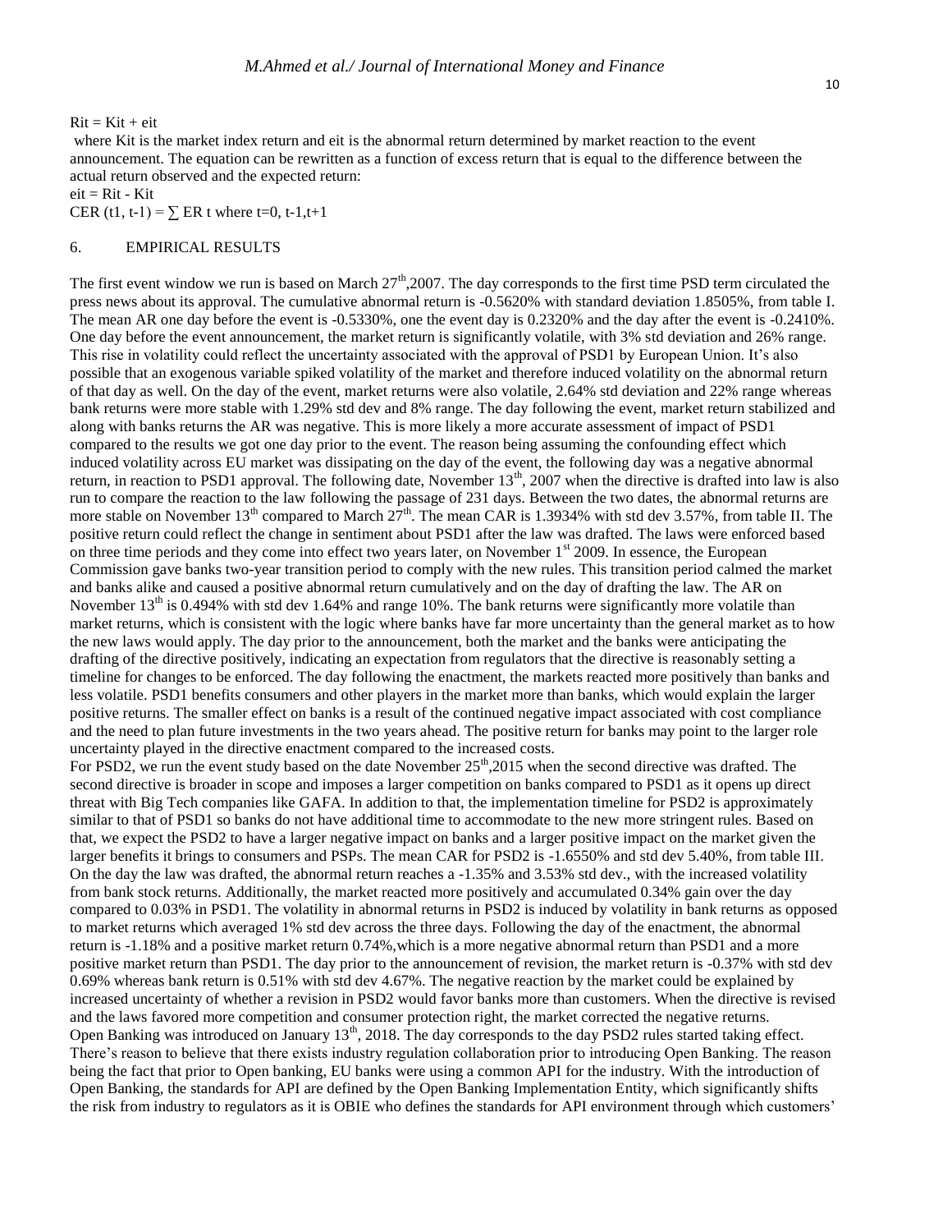$Rit = Kit + eit$

where Kit is the market index return and eit is the abnormal return determined by market reaction to the event announcement. The equation can be rewritten as a function of excess return that is equal to the difference between the actual return observed and the expected return:

$eit = Rit - Kit$

$CER (t1, t-1) = \sum ER\ t$ where $t=0, t-1,t+1$

## 6. EMPIRICAL RESULTS

The first event window we run is based on March 27th,2007. The day corresponds to the first time PSD term circulated the press news about its approval. The cumulative abnormal return is -0.5620% with standard deviation 1.8505%, from table I. The mean AR one day before the event is -0.5330%, one the event day is 0.2320% and the day after the event is -0.2410%. One day before the event announcement, the market return is significantly volatile, with 3% std deviation and 26% range. This rise in volatility could reflect the uncertainty associated with the approval of PSD1 by European Union. It's also possible that an exogenous variable spiked volatility of the market and therefore induced volatility on the abnormal return of that day as well. On the day of the event, market returns were also volatile, 2.64% std deviation and 22% range whereas bank returns were more stable with 1.29% std dev and 8% range. The day following the event, market return stabilized and along with banks returns the AR was negative. This is more likely a more accurate assessment of impact of PSD1 compared to the results we got one day prior to the event. The reason being assuming the confounding effect which induced volatility across EU market was dissipating on the day of the event, the following day was a negative abnormal return, in reaction to PSD1 approval. The following date, November 13th, 2007 when the directive is drafted into law is also run to compare the reaction to the law following the passage of 231 days. Between the two dates, the abnormal returns are more stable on November 13th compared to March 27th. The mean CAR is 1.3934% with std dev 3.57%, from table II. The positive return could reflect the change in sentiment about PSD1 after the law was drafted. The laws were enforced based on three time periods and they come into effect two years later, on November 1st 2009. In essence, the European Commission gave banks two-year transition period to comply with the new rules. This transition period calmed the market and banks alike and caused a positive abnormal return cumulatively and on the day of drafting the law. The AR on November 13th is 0.494% with std dev 1.64% and range 10%. The bank returns were significantly more volatile than market returns, which is consistent with the logic where banks have far more uncertainty than the general market as to how the new laws would apply. The day prior to the announcement, both the market and the banks were anticipating the drafting of the directive positively, indicating an expectation from regulators that the directive is reasonably setting a timeline for changes to be enforced. The day following the enactment, the markets reacted more positively than banks and less volatile. PSD1 benefits consumers and other players in the market more than banks, which would explain the larger positive returns. The smaller effect on banks is a result of the continued negative impact associated with cost compliance and the need to plan future investments in the two years ahead. The positive return for banks may point to the larger role uncertainty played in the directive enactment compared to the increased costs.

For PSD2, we run the event study based on the date November 25th,2015 when the second directive was drafted. The second directive is broader in scope and imposes a larger competition on banks compared to PSD1 as it opens up direct threat with Big Tech companies like GAFA. In addition to that, the implementation timeline for PSD2 is approximately similar to that of PSD1 so banks do not have additional time to accommodate to the new more stringent rules. Based on that, we expect the PSD2 to have a larger negative impact on banks and a larger positive impact on the market given the larger benefits it brings to consumers and PSPs. The mean CAR for PSD2 is -1.6550% and std dev 5.40%, from table III. On the day the law was drafted, the abnormal return reaches a -1.35% and 3.53% std dev., with the increased volatility from bank stock returns. Additionally, the market reacted more positively and accumulated 0.34% gain over the day compared to 0.03% in PSD1. The volatility in abnormal returns in PSD2 is induced by volatility in bank returns as opposed to market returns which averaged 1% std dev across the three days. Following the day of the enactment, the abnormal return is -1.18% and a positive market return 0.74%,which is a more negative abnormal return than PSD1 and a more positive market return than PSD1. The day prior to the announcement of revision, the market return is -0.37% with std dev 0.69% whereas bank return is 0.51% with std dev 4.67%. The negative reaction by the market could be explained by increased uncertainty of whether a revision in PSD2 would favor banks more than customers. When the directive is revised and the laws favored more competition and consumer protection right, the market corrected the negative returns.

Open Banking was introduced on January 13th, 2018. The day corresponds to the day PSD2 rules started taking effect. There's reason to believe that there exists industry regulation collaboration prior to introducing Open Banking. The reason being the fact that prior to Open banking, EU banks were using a common API for the industry. With the introduction of Open Banking, the standards for API are defined by the Open Banking Implementation Entity, which significantly shifts the risk from industry to regulators as it is OBIE who defines the standards for API environment through which customers'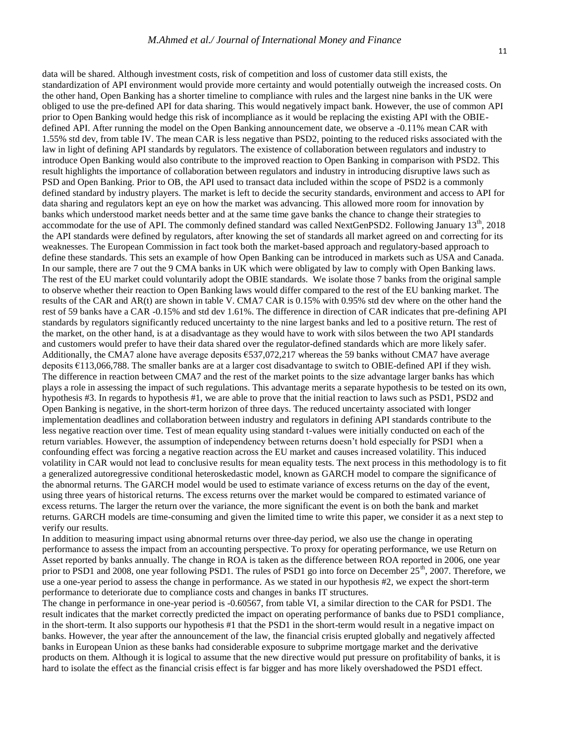data will be shared. Although investment costs, risk of competition and loss of customer data still exists, the standardization of API environment would provide more certainty and would potentially outweigh the increased costs. On the other hand, Open Banking has a shorter timeline to compliance with rules and the largest nine banks in the UK were obliged to use the pre-defined API for data sharing. This would negatively impact bank. However, the use of common API prior to Open Banking would hedge this risk of incompliance as it would be replacing the existing API with the OBIE-defined API. After running the model on the Open Banking announcement date, we observe a -0.11% mean CAR with 1.55% std dev, from table IV. The mean CAR is less negative than PSD2, pointing to the reduced risks associated with the law in light of defining API standards by regulators. The existence of collaboration between regulators and industry to introduce Open Banking would also contribute to the improved reaction to Open Banking in comparison with PSD2. This result highlights the importance of collaboration between regulators and industry in introducing disruptive laws such as PSD and Open Banking. Prior to OB, the API used to transact data included within the scope of PSD2 is a commonly defined standard by industry players. The market is left to decide the security standards, environment and access to API for data sharing and regulators kept an eye on how the market was advancing. This allowed more room for innovation by banks which understood market needs better and at the same time gave banks the chance to change their strategies to accommodate for the use of API. The commonly defined standard was called NextGenPSD2. Following January 13th, 2018 the API standards were defined by regulators, after knowing the set of standards all market agreed on and correcting for its weaknesses. The European Commission in fact took both the market-based approach and regulatory-based approach to define these standards. This sets an example of how Open Banking can be introduced in markets such as USA and Canada. In our sample, there are 7 out the 9 CMA banks in UK which were obligated by law to comply with Open Banking laws. The rest of the EU market could voluntarily adopt the OBIE standards. We isolate those 7 banks from the original sample to observe whether their reaction to Open Banking laws would differ compared to the rest of the EU banking market. The results of the CAR and AR(t) are shown in table V. CMA7 CAR is 0.15% with 0.95% std dev where on the other hand the rest of 59 banks have a CAR -0.15% and std dev 1.61%. The difference in direction of CAR indicates that pre-defining API standards by regulators significantly reduced uncertainty to the nine largest banks and led to a positive return. The rest of the market, on the other hand, is at a disadvantage as they would have to work with silos between the two API standards and customers would prefer to have their data shared over the regulator-defined standards which are more likely safer. Additionally, the CMA7 alone have average deposits €537,072,217 whereas the 59 banks without CMA7 have average deposits €113,066,788. The smaller banks are at a larger cost disadvantage to switch to OBIE-defined API if they wish. The difference in reaction between CMA7 and the rest of the market points to the size advantage larger banks has which plays a role in assessing the impact of such regulations. This advantage merits a separate hypothesis to be tested on its own, hypothesis #3. In regards to hypothesis #1, we are able to prove that the initial reaction to laws such as PSD1, PSD2 and Open Banking is negative, in the short-term horizon of three days. The reduced uncertainty associated with longer implementation deadlines and collaboration between industry and regulators in defining API standards contribute to the less negative reaction over time. Test of mean equality using standard t-values were initially conducted on each of the return variables. However, the assumption of independency between returns doesn't hold especially for PSD1 when a confounding effect was forcing a negative reaction across the EU market and causes increased volatility. This induced volatility in CAR would not lead to conclusive results for mean equality tests. The next process in this methodology is to fit a generalized autoregressive conditional heteroskedastic model, known as GARCH model to compare the significance of the abnormal returns. The GARCH model would be used to estimate variance of excess returns on the day of the event, using three years of historical returns. The excess returns over the market would be compared to estimated variance of excess returns. The larger the return over the variance, the more significant the event is on both the bank and market returns. GARCH models are time-consuming and given the limited time to write this paper, we consider it as a next step to verify our results.

In addition to measuring impact using abnormal returns over three-day period, we also use the change in operating performance to assess the impact from an accounting perspective. To proxy for operating performance, we use Return on Asset reported by banks annually. The change in ROA is taken as the difference between ROA reported in 2006, one year prior to PSD1 and 2008, one year following PSD1. The rules of PSD1 go into force on December 25th, 2007. Therefore, we use a one-year period to assess the change in performance. As we stated in our hypothesis #2, we expect the short-term performance to deteriorate due to compliance costs and changes in banks IT structures.

The change in performance in one-year period is -0.60567, from table VI, a similar direction to the CAR for PSD1. The result indicates that the market correctly predicted the impact on operating performance of banks due to PSD1 compliance, in the short-term. It also supports our hypothesis #1 that the PSD1 in the short-term would result in a negative impact on banks. However, the year after the announcement of the law, the financial crisis erupted globally and negatively affected banks in European Union as these banks had considerable exposure to subprime mortgage market and the derivative products on them. Although it is logical to assume that the new directive would put pressure on profitability of banks, it is hard to isolate the effect as the financial crisis effect is far bigger and has more likely overshadowed the PSD1 effect.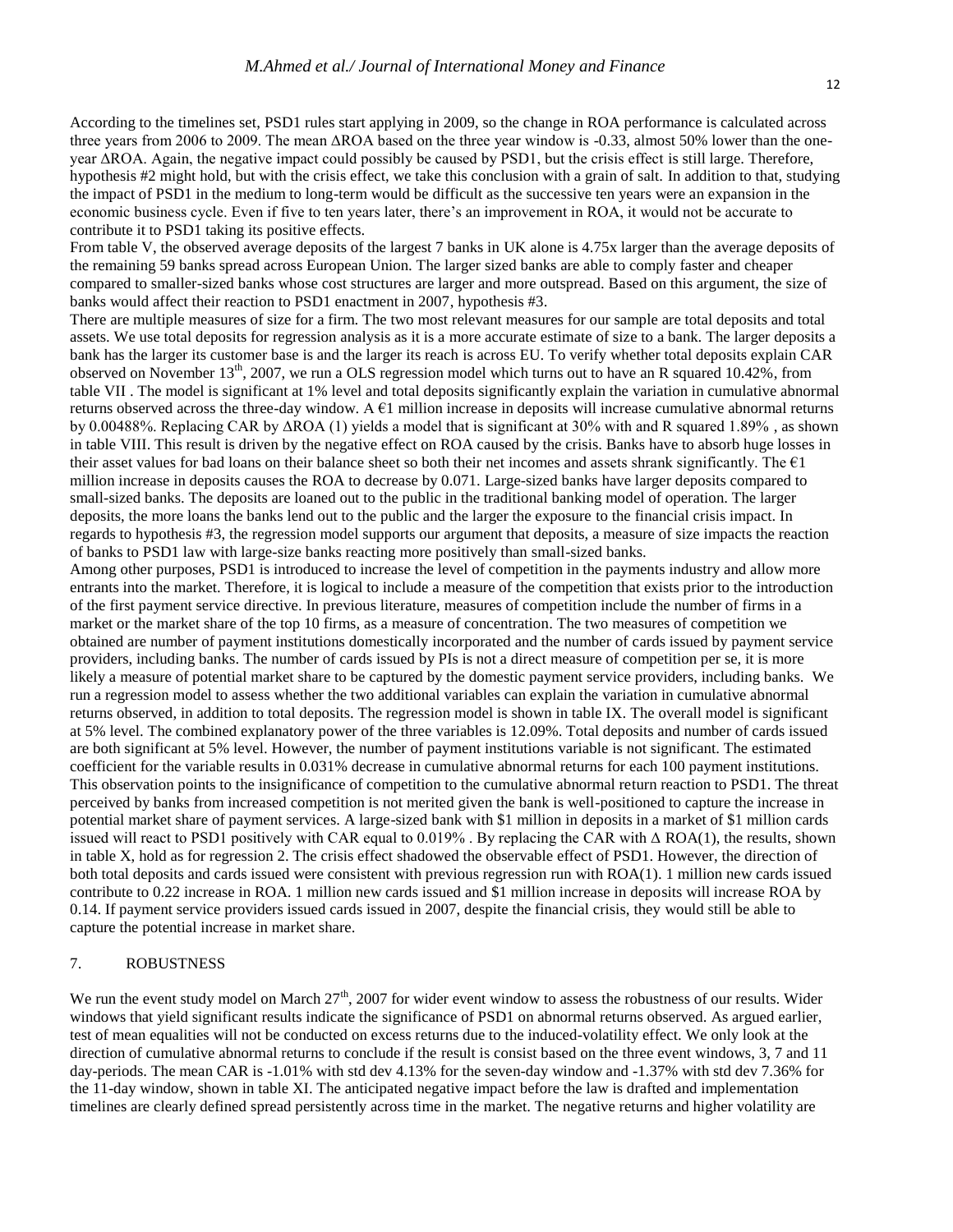According to the timelines set, PSD1 rules start applying in 2009, so the change in ROA performance is calculated across three years from 2006 to 2009. The mean ΔROA based on the three year window is -0.33, almost 50% lower than the one-year ΔROA. Again, the negative impact could possibly be caused by PSD1, but the crisis effect is still large. Therefore, hypothesis #2 might hold, but with the crisis effect, we take this conclusion with a grain of salt. In addition to that, studying the impact of PSD1 in the medium to long-term would be difficult as the successive ten years were an expansion in the economic business cycle. Even if five to ten years later, there's an improvement in ROA, it would not be accurate to contribute it to PSD1 taking its positive effects.

From table V, the observed average deposits of the largest 7 banks in UK alone is 4.75x larger than the average deposits of the remaining 59 banks spread across European Union. The larger sized banks are able to comply faster and cheaper compared to smaller-sized banks whose cost structures are larger and more outspread. Based on this argument, the size of banks would affect their reaction to PSD1 enactment in 2007, hypothesis #3.

There are multiple measures of size for a firm. The two most relevant measures for our sample are total deposits and total assets. We use total deposits for regression analysis as it is a more accurate estimate of size to a bank. The larger deposits a bank has the larger its customer base is and the larger its reach is across EU. To verify whether total deposits explain CAR observed on November 13th, 2007, we run a OLS regression model which turns out to have an R squared 10.42%, from table VII . The model is significant at 1% level and total deposits significantly explain the variation in cumulative abnormal returns observed across the three-day window. A €1 million increase in deposits will increase cumulative abnormal returns by 0.00488%. Replacing CAR by ΔROA (1) yields a model that is significant at 30% with and R squared 1.89% , as shown in table VIII. This result is driven by the negative effect on ROA caused by the crisis. Banks have to absorb huge losses in their asset values for bad loans on their balance sheet so both their net incomes and assets shrank significantly. The €1 million increase in deposits causes the ROA to decrease by 0.071. Large-sized banks have larger deposits compared to small-sized banks. The deposits are loaned out to the public in the traditional banking model of operation. The larger deposits, the more loans the banks lend out to the public and the larger the exposure to the financial crisis impact. In regards to hypothesis #3, the regression model supports our argument that deposits, a measure of size impacts the reaction of banks to PSD1 law with large-size banks reacting more positively than small-sized banks.

Among other purposes, PSD1 is introduced to increase the level of competition in the payments industry and allow more entrants into the market. Therefore, it is logical to include a measure of the competition that exists prior to the introduction of the first payment service directive. In previous literature, measures of competition include the number of firms in a market or the market share of the top 10 firms, as a measure of concentration. The two measures of competition we obtained are number of payment institutions domestically incorporated and the number of cards issued by payment service providers, including banks. The number of cards issued by PIs is not a direct measure of competition per se, it is more likely a measure of potential market share to be captured by the domestic payment service providers, including banks. We run a regression model to assess whether the two additional variables can explain the variation in cumulative abnormal returns observed, in addition to total deposits. The regression model is shown in table IX. The overall model is significant at 5% level. The combined explanatory power of the three variables is 12.09%. Total deposits and number of cards issued are both significant at 5% level. However, the number of payment institutions variable is not significant. The estimated coefficient for the variable results in 0.031% decrease in cumulative abnormal returns for each 100 payment institutions. This observation points to the insignificance of competition to the cumulative abnormal return reaction to PSD1. The threat perceived by banks from increased competition is not merited given the bank is well-positioned to capture the increase in potential market share of payment services. A large-sized bank with $1 million in deposits in a market of $1 million cards issued will react to PSD1 positively with CAR equal to 0.019% . By replacing the CAR with Δ ROA(1), the results, shown in table X, hold as for regression 2. The crisis effect shadowed the observable effect of PSD1. However, the direction of both total deposits and cards issued were consistent with previous regression run with ROA(1). 1 million new cards issued contribute to 0.22 increase in ROA. 1 million new cards issued and $1 million increase in deposits will increase ROA by 0.14. If payment service providers issued cards issued in 2007, despite the financial crisis, they would still be able to capture the potential increase in market share.

## 7. ROBUSTNESS

We run the event study model on March 27th, 2007 for wider event window to assess the robustness of our results. Wider windows that yield significant results indicate the significance of PSD1 on abnormal returns observed. As argued earlier, test of mean equalities will not be conducted on excess returns due to the induced-volatility effect. We only look at the direction of cumulative abnormal returns to conclude if the result is consist based on the three event windows, 3, 7 and 11 day-periods. The mean CAR is -1.01% with std dev 4.13% for the seven-day window and -1.37% with std dev 7.36% for the 11-day window, shown in table XI. The anticipated negative impact before the law is drafted and implementation timelines are clearly defined spread persistently across time in the market. The negative returns and higher volatility are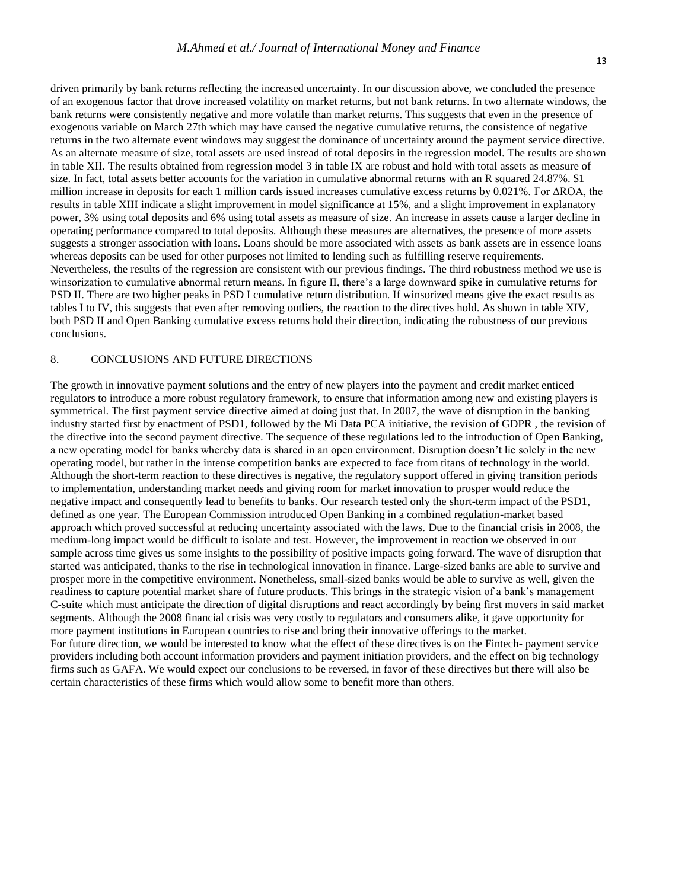driven primarily by bank returns reflecting the increased uncertainty. In our discussion above, we concluded the presence of an exogenous factor that drove increased volatility on market returns, but not bank returns. In two alternate windows, the bank returns were consistently negative and more volatile than market returns. This suggests that even in the presence of exogenous variable on March 27th which may have caused the negative cumulative returns, the consistence of negative returns in the two alternate event windows may suggest the dominance of uncertainty around the payment service directive. As an alternate measure of size, total assets are used instead of total deposits in the regression model. The results are shown in table XII. The results obtained from regression model 3 in table IX are robust and hold with total assets as measure of size. In fact, total assets better accounts for the variation in cumulative abnormal returns with an R squared 24.87%. $1 million increase in deposits for each 1 million cards issued increases cumulative excess returns by 0.021%. For ΔROA, the results in table XIII indicate a slight improvement in model significance at 15%, and a slight improvement in explanatory power, 3% using total deposits and 6% using total assets as measure of size. An increase in assets cause a larger decline in operating performance compared to total deposits. Although these measures are alternatives, the presence of more assets suggests a stronger association with loans. Loans should be more associated with assets as bank assets are in essence loans whereas deposits can be used for other purposes not limited to lending such as fulfilling reserve requirements. Nevertheless, the results of the regression are consistent with our previous findings. The third robustness method we use is winsorization to cumulative abnormal return means. In figure II, there's a large downward spike in cumulative returns for PSD II. There are two higher peaks in PSD I cumulative return distribution. If winsorized means give the exact results as tables I to IV, this suggests that even after removing outliers, the reaction to the directives hold. As shown in table XIV, both PSD II and Open Banking cumulative excess returns hold their direction, indicating the robustness of our previous conclusions.

## 8. CONCLUSIONS AND FUTURE DIRECTIONS

The growth in innovative payment solutions and the entry of new players into the payment and credit market enticed regulators to introduce a more robust regulatory framework, to ensure that information among new and existing players is symmetrical. The first payment service directive aimed at doing just that. In 2007, the wave of disruption in the banking industry started first by enactment of PSD1, followed by the Mi Data PCA initiative, the revision of GDPR , the revision of the directive into the second payment directive. The sequence of these regulations led to the introduction of Open Banking, a new operating model for banks whereby data is shared in an open environment. Disruption doesn't lie solely in the new operating model, but rather in the intense competition banks are expected to face from titans of technology in the world. Although the short-term reaction to these directives is negative, the regulatory support offered in giving transition periods to implementation, understanding market needs and giving room for market innovation to prosper would reduce the negative impact and consequently lead to benefits to banks. Our research tested only the short-term impact of the PSD1, defined as one year. The European Commission introduced Open Banking in a combined regulation-market based approach which proved successful at reducing uncertainty associated with the laws. Due to the financial crisis in 2008, the medium-long impact would be difficult to isolate and test. However, the improvement in reaction we observed in our sample across time gives us some insights to the possibility of positive impacts going forward. The wave of disruption that started was anticipated, thanks to the rise in technological innovation in finance. Large-sized banks are able to survive and prosper more in the competitive environment. Nonetheless, small-sized banks would be able to survive as well, given the readiness to capture potential market share of future products. This brings in the strategic vision of a bank's management C-suite which must anticipate the direction of digital disruptions and react accordingly by being first movers in said market segments. Although the 2008 financial crisis was very costly to regulators and consumers alike, it gave opportunity for more payment institutions in European countries to rise and bring their innovative offerings to the market.

For future direction, we would be interested to know what the effect of these directives is on the Fintech- payment service providers including both account information providers and payment initiation providers, and the effect on big technology firms such as GAFA. We would expect our conclusions to be reversed, in favor of these directives but there will also be certain characteristics of these firms which would allow some to benefit more than others.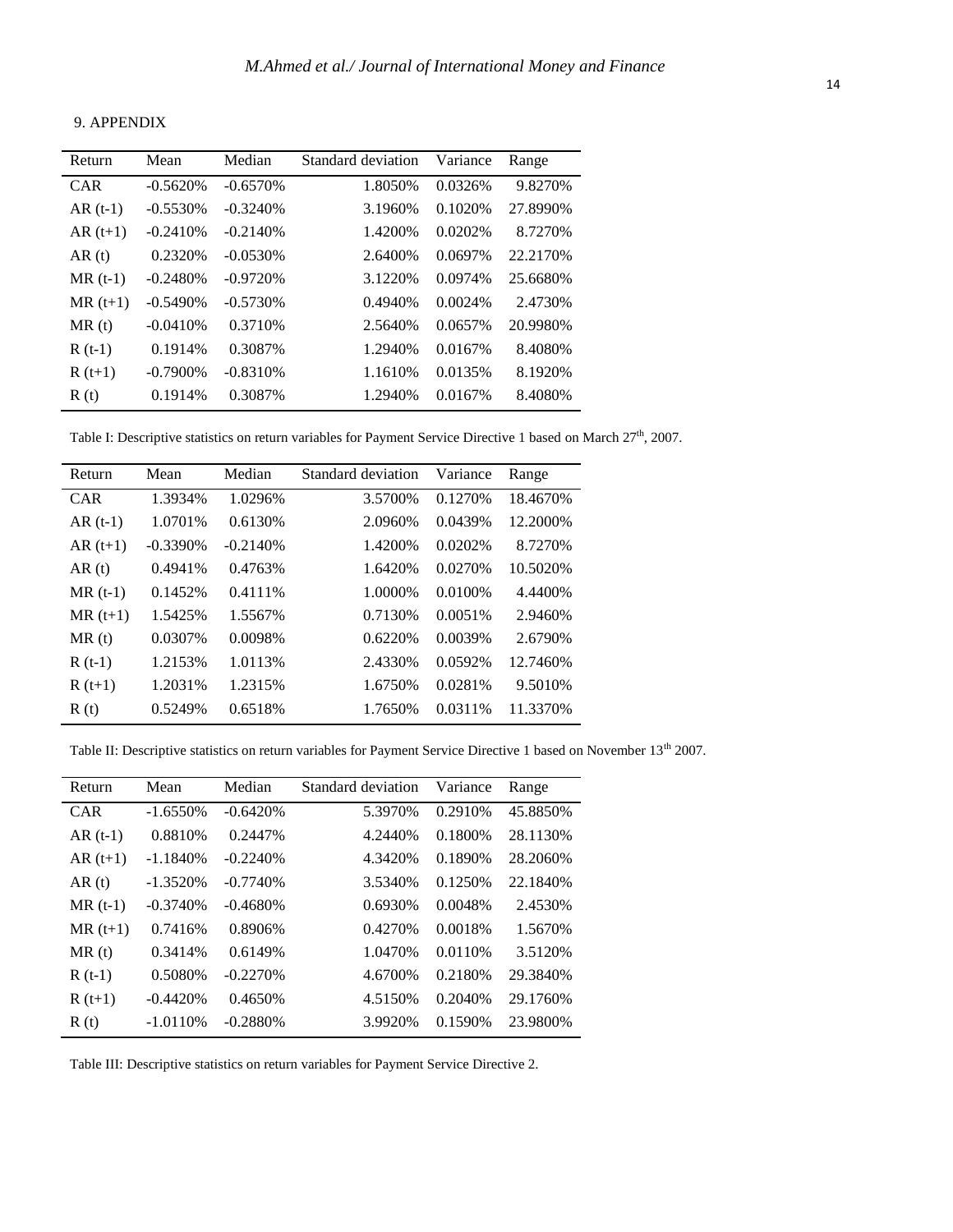## 9. APPENDIX

| Return | Mean | Median | Standard deviation | Variance | Range |
|---|---|---|---|---|---|
| CAR | -0.5620% | -0.6570% | 1.8050% | 0.0326% | 9.8270% |
| AR (t-1) | -0.5530% | -0.3240% | 3.1960% | 0.1020% | 27.8990% |
| AR (t+1) | -0.2410% | -0.2140% | 1.4200% | 0.0202% | 8.7270% |
| AR (t) | 0.2320% | -0.0530% | 2.6400% | 0.0697% | 22.2170% |
| MR (t-1) | -0.2480% | -0.9720% | 3.1220% | 0.0974% | 25.6680% |
| MR (t+1) | -0.5490% | -0.5730% | 0.4940% | 0.0024% | 2.4730% |
| MR (t) | -0.0410% | 0.3710% | 2.5640% | 0.0657% | 20.9980% |
| R (t-1) | 0.1914% | 0.3087% | 1.2940% | 0.0167% | 8.4080% |
| R (t+1) | -0.7900% | -0.8310% | 1.1610% | 0.0135% | 8.1920% |
| R (t) | 0.1914% | 0.3087% | 1.2940% | 0.0167% | 8.4080% |

Table I: Descriptive statistics on return variables for Payment Service Directive 1 based on March 27th, 2007.

| Return | Mean | Median | Standard deviation | Variance | Range |
|---|---|---|---|---|---|
| CAR | 1.3934% | 1.0296% | 3.5700% | 0.1270% | 18.4670% |
| AR (t-1) | 1.0701% | 0.6130% | 2.0960% | 0.0439% | 12.2000% |
| AR (t+1) | -0.3390% | -0.2140% | 1.4200% | 0.0202% | 8.7270% |
| AR (t) | 0.4941% | 0.4763% | 1.6420% | 0.0270% | 10.5020% |
| MR (t-1) | 0.1452% | 0.4111% | 1.0000% | 0.0100% | 4.4400% |
| MR (t+1) | 1.5425% | 1.5567% | 0.7130% | 0.0051% | 2.9460% |
| MR (t) | 0.0307% | 0.0098% | 0.6220% | 0.0039% | 2.6790% |
| R (t-1) | 1.2153% | 1.0113% | 2.4330% | 0.0592% | 12.7460% |
| R (t+1) | 1.2031% | 1.2315% | 1.6750% | 0.0281% | 9.5010% |
| R (t) | 0.5249% | 0.6518% | 1.7650% | 0.0311% | 11.3370% |

Table II: Descriptive statistics on return variables for Payment Service Directive 1 based on November 13th 2007.

| Return | Mean | Median | Standard deviation | Variance | Range |
|---|---|---|---|---|---|
| CAR | -1.6550% | -0.6420% | 5.3970% | 0.2910% | 45.8850% |
| AR (t-1) | 0.8810% | 0.2447% | 4.2440% | 0.1800% | 28.1130% |
| AR (t+1) | -1.1840% | -0.2240% | 4.3420% | 0.1890% | 28.2060% |
| AR (t) | -1.3520% | -0.7740% | 3.5340% | 0.1250% | 22.1840% |
| MR (t-1) | -0.3740% | -0.4680% | 0.6930% | 0.0048% | 2.4530% |
| MR (t+1) | 0.7416% | 0.8906% | 0.4270% | 0.0018% | 1.5670% |
| MR (t) | 0.3414% | 0.6149% | 1.0470% | 0.0110% | 3.5120% |
| R (t-1) | 0.5080% | -0.2270% | 4.6700% | 0.2180% | 29.3840% |
| R (t+1) | -0.4420% | 0.4650% | 4.5150% | 0.2040% | 29.1760% |
| R (t) | -1.0110% | -0.2880% | 3.9920% | 0.1590% | 23.9800% |

Table III: Descriptive statistics on return variables for Payment Service Directive 2.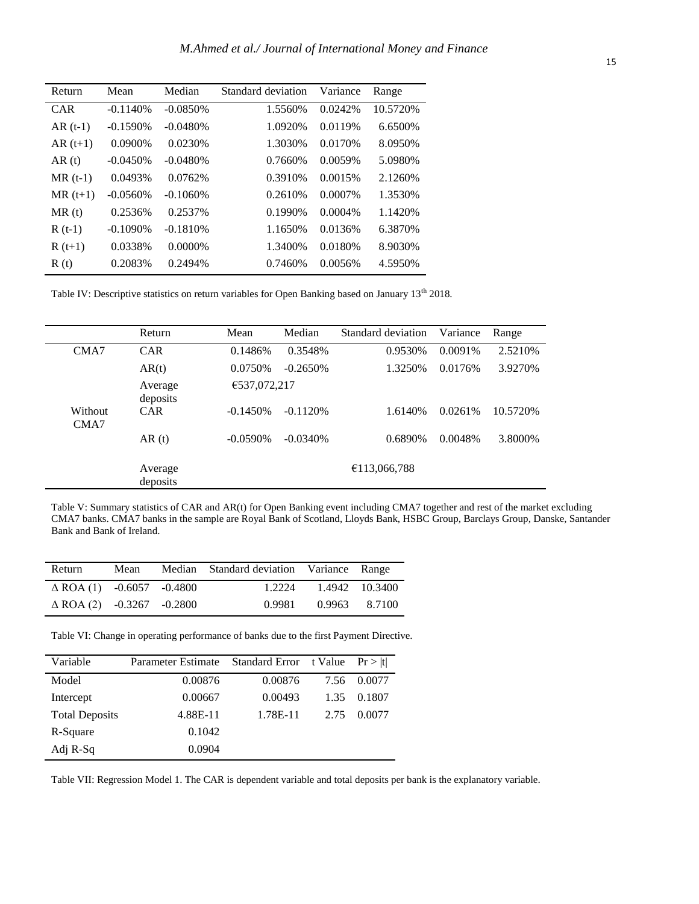| Return | Mean | Median | Standard deviation | Variance | Range |
|---|---|---|---|---|---|
| CAR | -0.1140% | -0.0850% | 1.5560% | 0.0242% | 10.5720% |
| AR (t-1) | -0.1590% | -0.0480% | 1.0920% | 0.0119% | 6.6500% |
| AR (t+1) | 0.0900% | 0.0230% | 1.3030% | 0.0170% | 8.0950% |
| AR (t) | -0.0450% | -0.0480% | 0.7660% | 0.0059% | 5.0980% |
| MR (t-1) | 0.0493% | 0.0762% | 0.3910% | 0.0015% | 2.1260% |
| MR (t+1) | -0.0560% | -0.1060% | 0.2610% | 0.0007% | 1.3530% |
| MR (t) | 0.2536% | 0.2537% | 0.1990% | 0.0004% | 1.1420% |
| R (t-1) | -0.1090% | -0.1810% | 1.1650% | 0.0136% | 6.3870% |
| R (t+1) | 0.0338% | 0.0000% | 1.3400% | 0.0180% | 8.9030% |
| R (t) | 0.2083% | 0.2494% | 0.7460% | 0.0056% | 4.5950% |

Table IV: Descriptive statistics on return variables for Open Banking based on January 13th 2018.

| | Return | Mean | Median | Standard deviation | Variance | Range |
|---|---|---|---|---|---|---|
| CMA7 | CAR | 0.1486% | 0.3548% | 0.9530% | 0.0091% | 2.5210% |
| | AR(t) | 0.0750% | -0.2650% | 1.3250% | 0.0176% | 3.9270% |
| | Average deposits | €537,072,217 | | | | |
| Without CMA7 | CAR | -0.1450% | -0.1120% | 1.6140% | 0.0261% | 10.5720% |
| | AR (t) | -0.0590% | -0.0340% | 0.6890% | 0.0048% | 3.8000% |
| | Average deposits | | | €113,066,788 | | |

Table V: Summary statistics of CAR and AR(t) for Open Banking event including CMA7 together and rest of the market excluding CMA7 banks. CMA7 banks in the sample are Royal Bank of Scotland, Lloyds Bank, HSBC Group, Barclays Group, Danske, Santander Bank and Bank of Ireland.

| Return | Mean | Median | Standard deviation | Variance | Range |
|---|---|---|---|---|---|
| Δ ROA (1) | -0.6057 | -0.4800 | 1.2224 | 1.4942 | 10.3400 |
| Δ ROA (2) | -0.3267 | -0.2800 | 0.9981 | 0.9963 | 8.7100 |

Table VI: Change in operating performance of banks due to the first Payment Directive.

| Variable | Parameter Estimate | Standard Error | t Value | Pr > \|t\| |
|---|---|---|---|---|
| Model | 0.00876 | 0.00876 | 7.56 | 0.0077 |
| Intercept | 0.00667 | 0.00493 | 1.35 | 0.1807 |
| Total Deposits | 4.88E-11 | 1.78E-11 | 2.75 | 0.0077 |
| R-Square | 0.1042 | | | |
| Adj R-Sq | 0.0904 | | | |

Table VII: Regression Model 1. The CAR is dependent variable and total deposits per bank is the explanatory variable.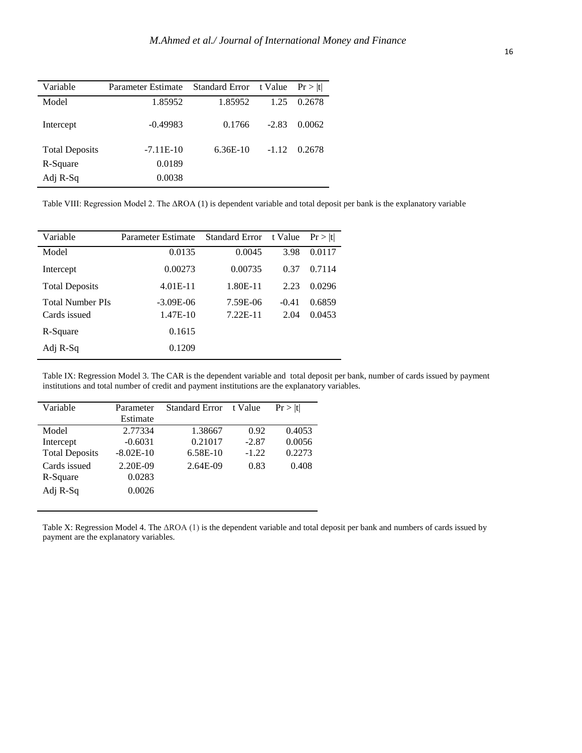| Variable | Parameter Estimate | Standard Error | t Value | Pr > \|t\| |
|---|---|---|---|---|
| Model | 1.85952 | 1.85952 | 1.25 | 0.2678 |
| Intercept | -0.49983 | 0.1766 | -2.83 | 0.0062 |
| Total Deposits | -7.11E-10 | 6.36E-10 | -1.12 | 0.2678 |
| R-Square | 0.0189 | | | |
| Adj R-Sq | 0.0038 | | | |

Table VIII: Regression Model 2. The ΔROA (1) is dependent variable and total deposit per bank is the explanatory variable

| Variable | Parameter Estimate | Standard Error | t Value | Pr > \|t\| |
|---|---|---|---|---|
| Model | 0.0135 | 0.0045 | 3.98 | 0.0117 |
| Intercept | 0.00273 | 0.00735 | 0.37 | 0.7114 |
| Total Deposits | 4.01E-11 | 1.80E-11 | 2.23 | 0.0296 |
| Total Number PIs | -3.09E-06 | 7.59E-06 | -0.41 | 0.6859 |
| Cards issued | 1.47E-10 | 7.22E-11 | 2.04 | 0.0453 |
| R-Square | 0.1615 | | | |
| Adj R-Sq | 0.1209 | | | |

Table IX: Regression Model 3. The CAR is the dependent variable and total deposit per bank, number of cards issued by payment institutions and total number of credit and payment institutions are the explanatory variables.

| Variable | Parameter Estimate | Standard Error | t Value | Pr > \|t\| |
|---|---|---|---|---|
| Model | 2.77334 | 1.38667 | 0.92 | 0.4053 |
| Intercept | -0.6031 | 0.21017 | -2.87 | 0.0056 |
| Total Deposits | -8.02E-10 | 6.58E-10 | -1.22 | 0.2273 |
| Cards issued | 2.20E-09 | 2.64E-09 | 0.83 | 0.408 |
| R-Square | 0.0283 | | | |
| Adj R-Sq | 0.0026 | | | |

Table X: Regression Model 4. The ΔROA (1) is the dependent variable and total deposit per bank and numbers of cards issued by payment are the explanatory variables.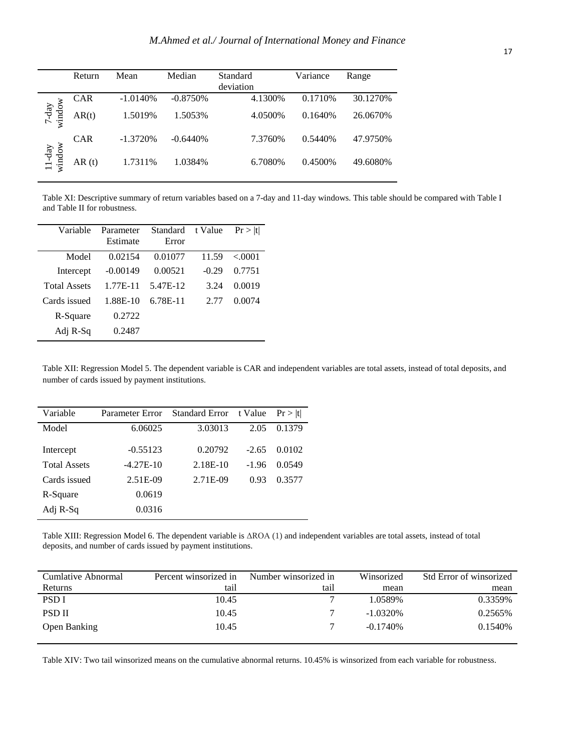| | Return | Mean | Median | Standard deviation | Variance | Range |
|---|---|---|---|---|---|---|
| 7-day window | CAR | -1.0140% | -0.8750% | 4.1300% | 0.1710% | 30.1270% |
| | AR(t) | 1.5019% | 1.5053% | 4.0500% | 0.1640% | 26.0670% |
| 11-day window | CAR | -1.3720% | -0.6440% | 7.3760% | 0.5440% | 47.9750% |
| | AR (t) | 1.7311% | 1.0384% | 6.7080% | 0.4500% | 49.6080% |

Table XI: Descriptive summary of return variables based on a 7-day and 11-day windows. This table should be compared with Table I and Table II for robustness.

| Variable | Parameter Estimate | Standard Error | t Value | Pr > \|t\| |
|---|---|---|---|---|
| Model | 0.02154 | 0.01077 | 11.59 | <.0001 |
| Intercept | -0.00149 | 0.00521 | -0.29 | 0.7751 |
| Total Assets | 1.77E-11 | 5.47E-12 | 3.24 | 0.0019 |
| Cards issued | 1.88E-10 | 6.78E-11 | 2.77 | 0.0074 |
| R-Square | 0.2722 | | | |
| Adj R-Sq | 0.2487 | | | |

Table XII: Regression Model 5. The dependent variable is CAR and independent variables are total assets, instead of total deposits, and number of cards issued by payment institutions.

| Variable | Parameter Error | Standard Error | t Value | Pr > \|t\| |
|---|---|---|---|---|
| Model | 6.06025 | 3.03013 | 2.05 | 0.1379 |
| Intercept | -0.55123 | 0.20792 | -2.65 | 0.0102 |
| Total Assets | -4.27E-10 | 2.18E-10 | -1.96 | 0.0549 |
| Cards issued | 2.51E-09 | 2.71E-09 | 0.93 | 0.3577 |
| R-Square | 0.0619 | | | |
| Adj R-Sq | 0.0316 | | | |

Table XIII: Regression Model 6. The dependent variable is ∆ROA (1) and independent variables are total assets, instead of total deposits, and number of cards issued by payment institutions.

| Cumlative Abnormal Returns | Percent winsorized in tail | Number winsorized in tail | Winsorized mean | Std Error of winsorized mean |
|---|---|---|---|---|
| PSD I | 10.45 | 7 | 1.0589% | 0.3359% |
| PSD II | 10.45 | 7 | -1.0320% | 0.2565% |
| Open Banking | 10.45 | 7 | -0.1740% | 0.1540% |

Table XIV: Two tail winsorized means on the cumulative abnormal returns. 10.45% is winsorized from each variable for robustness.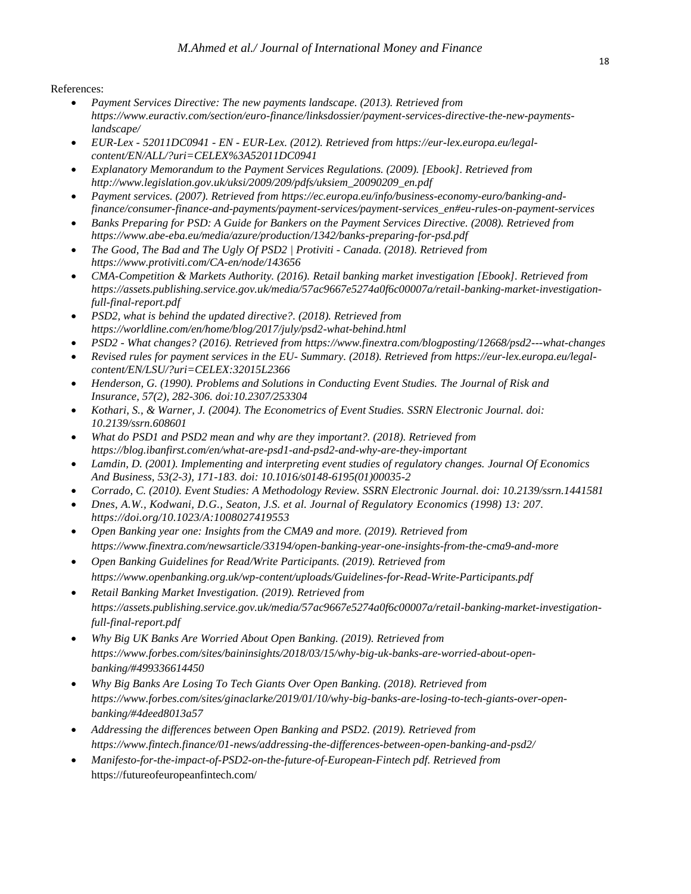References:

- *Payment Services Directive: The new payments landscape. (2013). Retrieved from https://www.euractiv.com/section/euro-finance/linksdossier/payment-services-directive-the-new-payments-landscape/*
- *EUR-Lex - 52011DC0941 - EN - EUR-Lex. (2012). Retrieved from https://eur-lex.europa.eu/legal-content/EN/ALL/?uri=CELEX%3A52011DC0941*
- *Explanatory Memorandum to the Payment Services Regulations. (2009). [Ebook]. Retrieved from http://www.legislation.gov.uk/uksi/2009/209/pdfs/uksiem_20090209_en.pdf*
- *Payment services. (2007). Retrieved from https://ec.europa.eu/info/business-economy-euro/banking-and-finance/consumer-finance-and-payments/payment-services/payment-services_en#eu-rules-on-payment-services*
- *Banks Preparing for PSD: A Guide for Bankers on the Payment Services Directive. (2008). Retrieved from https://www.abe-eba.eu/media/azure/production/1342/banks-preparing-for-psd.pdf*
- *The Good, The Bad and The Ugly Of PSD2 | Protiviti - Canada. (2018). Retrieved from https://www.protiviti.com/CA-en/node/143656*
- *CMA-Competition & Markets Authority. (2016). Retail banking market investigation [Ebook]. Retrieved from https://assets.publishing.service.gov.uk/media/57ac9667e5274a0f6c00007a/retail-banking-market-investigation-full-final-report.pdf*
- *PSD2, what is behind the updated directive?. (2018). Retrieved from https://worldline.com/en/home/blog/2017/july/psd2-what-behind.html*
- *PSD2 - What changes? (2016). Retrieved from https://www.finextra.com/blogposting/12668/psd2---what-changes*
- *Revised rules for payment services in the EU- Summary. (2018). Retrieved from https://eur-lex.europa.eu/legal-content/EN/LSU/?uri=CELEX:32015L2366*
- *Henderson, G. (1990). Problems and Solutions in Conducting Event Studies. The Journal of Risk and Insurance, 57(2), 282-306. doi:10.2307/253304*
- *Kothari, S., & Warner, J. (2004). The Econometrics of Event Studies. SSRN Electronic Journal. doi: 10.2139/ssrn.608601*
- *What do PSD1 and PSD2 mean and why are they important?. (2018). Retrieved from https://blog.ibanfirst.com/en/what-are-psd1-and-psd2-and-why-are-they-important*
- *Lamdin, D. (2001). Implementing and interpreting event studies of regulatory changes. Journal Of Economics And Business, 53(2-3), 171-183. doi: 10.1016/s0148-6195(01)00035-2*
- *Corrado, C. (2010). Event Studies: A Methodology Review. SSRN Electronic Journal. doi: 10.2139/ssrn.1441581*
- *Dnes, A.W., Kodwani, D.G., Seaton, J.S. et al. Journal of Regulatory Economics (1998) 13: 207. https://doi.org/10.1023/A:1008027419553*
- *Open Banking year one: Insights from the CMA9 and more. (2019). Retrieved from https://www.finextra.com/newsarticle/33194/open-banking-year-one-insights-from-the-cma9-and-more*
- *Open Banking Guidelines for Read/Write Participants. (2019). Retrieved from https://www.openbanking.org.uk/wp-content/uploads/Guidelines-for-Read-Write-Participants.pdf*
- *Retail Banking Market Investigation. (2019). Retrieved from https://assets.publishing.service.gov.uk/media/57ac9667e5274a0f6c00007a/retail-banking-market-investigation-full-final-report.pdf*
- *Why Big UK Banks Are Worried About Open Banking. (2019). Retrieved from https://www.forbes.com/sites/baininsights/2018/03/15/why-big-uk-banks-are-worried-about-open-banking/#499336614450*
- *Why Big Banks Are Losing To Tech Giants Over Open Banking. (2018). Retrieved from https://www.forbes.com/sites/ginaclarke/2019/01/10/why-big-banks-are-losing-to-tech-giants-over-open-banking/#4deed8013a57*
- *Addressing the differences between Open Banking and PSD2. (2019). Retrieved from https://www.fintech.finance/01-news/addressing-the-differences-between-open-banking-and-psd2/*
- *Manifesto-for-the-impact-of-PSD2-on-the-future-of-European-Fintech pdf. Retrieved from* https://futureofeuropeanfintech.com/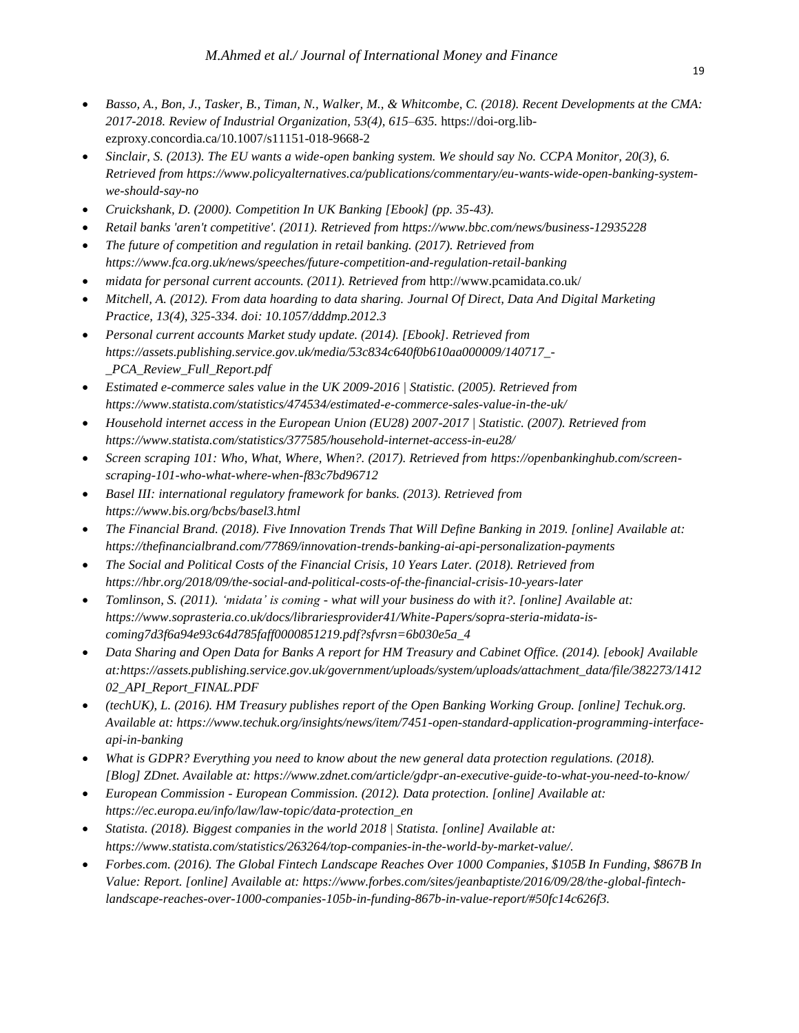- *Basso, A., Bon, J., Tasker, B., Timan, N., Walker, M., & Whitcombe, C. (2018). Recent Developments at the CMA: 2017-2018. Review of Industrial Organization, 53(4), 615–635.* https://doi-org.lib-ezproxy.concordia.ca/10.1007/s11151-018-9668-2
- *Sinclair, S. (2013). The EU wants a wide-open banking system. We should say No. CCPA Monitor, 20(3), 6. Retrieved from https://www.policyalternatives.ca/publications/commentary/eu-wants-wide-open-banking-system-we-should-say-no*
- *Cruickshank, D. (2000). Competition In UK Banking [Ebook] (pp. 35-43).*
- *Retail banks 'aren't competitive'. (2011). Retrieved from https://www.bbc.com/news/business-12935228*
- *The future of competition and regulation in retail banking. (2017). Retrieved from https://www.fca.org.uk/news/speeches/future-competition-regulation-retail-banking*
- *midata for personal current accounts. (2011). Retrieved from* http://www.pcamidata.co.uk/
- *Mitchell, A. (2012). From data hoarding to data sharing. Journal Of Direct, Data And Digital Marketing Practice, 13(4), 325-334. doi: 10.1057/dddmp.2012.3*
- *Personal current accounts Market study update. (2014). [Ebook]. Retrieved from https://assets.publishing.service.gov.uk/media/53c834c640f0b610aa000009/140717_-_PCA_Review_Full_Report.pdf*
- *Estimated e-commerce sales value in the UK 2009-2016 | Statistic. (2005). Retrieved from https://www.statista.com/statistics/474534/estimated-e-commerce-sales-value-in-the-uk/*
- *Household internet access in the European Union (EU28) 2007-2017 | Statistic. (2007). Retrieved from https://www.statista.com/statistics/377585/household-internet-access-in-eu28/*
- *Screen scraping 101: Who, What, Where, When?. (2017). Retrieved from https://openbankinghub.com/screen-scraping-101-who-what-where-when-f83c7bd96712*
- *Basel III: international regulatory framework for banks. (2013). Retrieved from https://www.bis.org/bcbs/basel3.html*
- *The Financial Brand. (2018). Five Innovation Trends That Will Define Banking in 2019. [online] Available at: https://thefinancialbrand.com/77869/innovation-trends-banking-ai-api-personalization-payments*
- *The Social and Political Costs of the Financial Crisis, 10 Years Later. (2018). Retrieved from https://hbr.org/2018/09/the-social-and-political-costs-of-the-financial-crisis-10-years-later*
- *Tomlinson, S. (2011). 'midata' is coming - what will your business do with it?. [online] Available at: https://www.soprasteria.co.uk/docs/librariesprovider41/White-Papers/sopra-steria-midata-is-coming7d3f6a94e93c64d785faff0000851219.pdf?sfvrsn=6b030e5a_4*
- *Data Sharing and Open Data for Banks A report for HM Treasury and Cabinet Office. (2014). [ebook] Available at:https://assets.publishing.service.gov.uk/government/uploads/system/uploads/attachment_data/file/382273/141202_API_Report_FINAL.PDF*
- *(techUK), L. (2016). HM Treasury publishes report of the Open Banking Working Group. [online] Techuk.org. Available at: https://www.techuk.org/insights/news/item/7451-open-standard-application-programming-interface-api-in-banking*
- *What is GDPR? Everything you need to know about the new general data protection regulations. (2018). [Blog] ZDnet. Available at: https://www.zdnet.com/article/gdpr-an-executive-guide-to-what-you-need-to-know/*
- *European Commission - European Commission. (2012). Data protection. [online] Available at: https://ec.europa.eu/info/law/law-topic/data-protection_en*
- *Statista. (2018). Biggest companies in the world 2018 | Statista. [online] Available at: https://www.statista.com/statistics/263264/top-companies-in-the-world-by-market-value/.*
- *Forbes.com. (2016). The Global Fintech Landscape Reaches Over 1000 Companies, $105B In Funding, $867B In Value: Report. [online] Available at: https://www.forbes.com/sites/jeanbaptiste/2016/09/28/the-global-fintech-landscape-reaches-over-1000-companies-105b-in-funding-867b-in-value-report/#50fc14c626f3.*